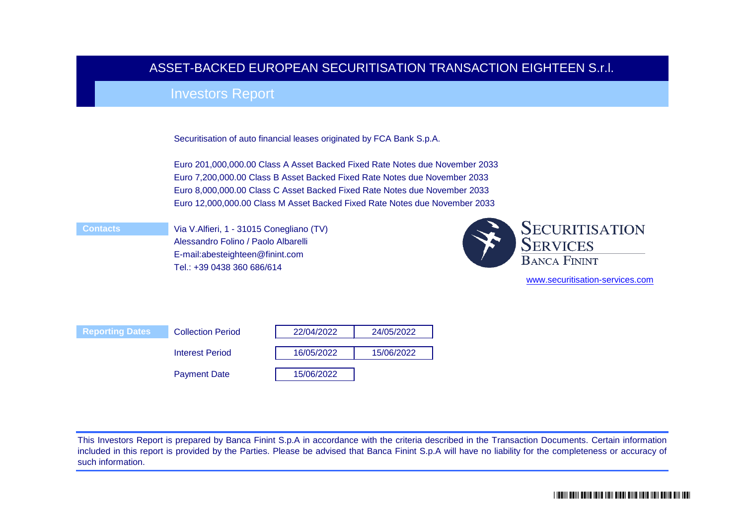# ASSET-BACKED EUROPEAN SECURITISATION TRANSACTION EIGHTEEN S.r.l.

## Investors Report

Securitisation of auto financial leases originated by FCA Bank S.p.A.

Euro 201,000,000.00 Class A Asset Backed Fixed Rate Notes due November 2033
Euro 7,200,000.00 Class B Asset Backed Fixed Rate Notes due November 2033
Euro 8,000,000.00 Class C Asset Backed Fixed Rate Notes due November 2033
Euro 12,000,000.00 Class M Asset Backed Fixed Rate Notes due November 2033

**Contacts**

Via V.Alfieri, 1 - 31015 Conegliano (TV)
Alessandro Folino / Paolo Albarelli
E-mail:abesteighteen@finint.com
Tel.: +39 0438 360 686/614

SECURITISATION SERVICES
BANCA FININT

www.securitisation-services.com

**Reporting Dates**

| | | |
|---|---|---|
| Collection Period | 22/04/2022 | 24/05/2022 |
| Interest Period | 16/05/2022 | 15/06/2022 |
| Payment Date | 15/06/2022 | |

This Investors Report is prepared by Banca Finint S.p.A in accordance with the criteria described in the Transaction Documents. Certain information included in this report is provided by the Parties. Please be advised that Banca Finint S.p.A will have no liability for the completeness or accuracy of such information.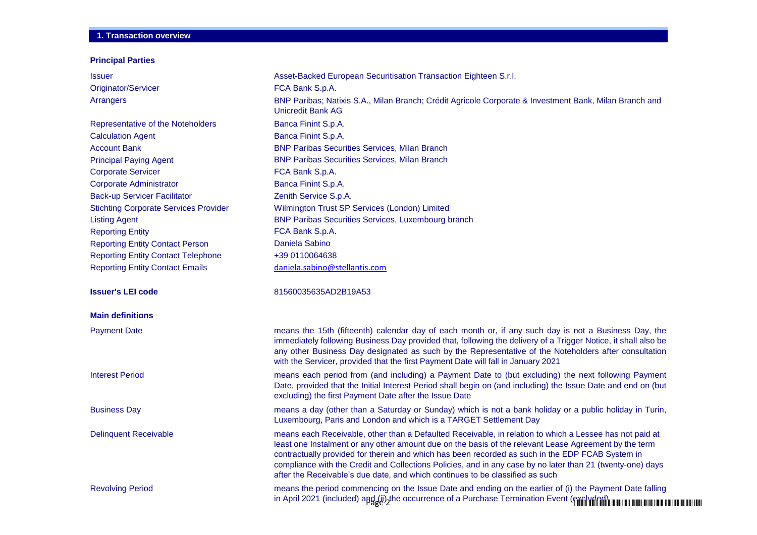## 1. Transaction overview

### Principal Parties

| | |
|---|---|
| Issuer | Asset-Backed European Securitisation Transaction Eighteen S.r.l. |
| Originator/Servicer | FCA Bank S.p.A. |
| Arrangers | BNP Paribas; Natixis S.A., Milan Branch; Crédit Agricole Corporate & Investment Bank, Milan Branch and Unicredit Bank AG |
| Representative of the Noteholders | Banca Finint S.p.A. |
| Calculation Agent | Banca Finint S.p.A. |
| Account Bank | BNP Paribas Securities Services, Milan Branch |
| Principal Paying Agent | BNP Paribas Securities Services, Milan Branch |
| Corporate Servicer | FCA Bank S.p.A. |
| Corporate Administrator | Banca Finint S.p.A. |
| Back-up Servicer Facilitator | Zenith Service S.p.A. |
| Stichting Corporate Services Provider | Wilmington Trust SP Services (London) Limited |
| Listing Agent | BNP Paribas Securities Services, Luxembourg branch |
| Reporting Entity | FCA Bank S.p.A. |
| Reporting Entity Contact Person | Daniela Sabino |
| Reporting Entity Contact Telephone | +39 0110064638 |
| Reporting Entity Contact Emails | daniela.sabino@stellantis.com |

**Issuer's LEI code** 81560035635AD2B19A53

### Main definitions

| | |
|---|---|
| Payment Date | means the 15th (fifteenth) calendar day of each month or, if any such day is not a Business Day, the immediately following Business Day provided that, following the delivery of a Trigger Notice, it shall also be any other Business Day designated as such by the Representative of the Noteholders after consultation with the Servicer, provided that the first Payment Date will fall in January 2021 |
| Interest Period | means each period from (and including) a Payment Date to (but excluding) the next following Payment Date, provided that the Initial Interest Period shall begin on (and including) the Issue Date and end on (but excluding) the first Payment Date after the Issue Date |
| Business Day | means a day (other than a Saturday or Sunday) which is not a bank holiday or a public holiday in Turin, Luxembourg, Paris and London and which is a TARGET Settlement Day |
| Delinquent Receivable | means each Receivable, other than a Defaulted Receivable, in relation to which a Lessee has not paid at least one Instalment or any other amount due on the basis of the relevant Lease Agreement by the term contractually provided for therein and which has been recorded as such in the EDP FCAB System in compliance with the Credit and Collections Policies, and in any case by no later than 21 (twenty-one) days after the Receivable's due date, and which continues to be classified as such |
| Revolving Period | means the period commencing on the Issue Date and ending on the earlier of (i) the Payment Date falling in April 2021 (included) and (ii) the occurrence of a Purchase Termination Event (excluded) |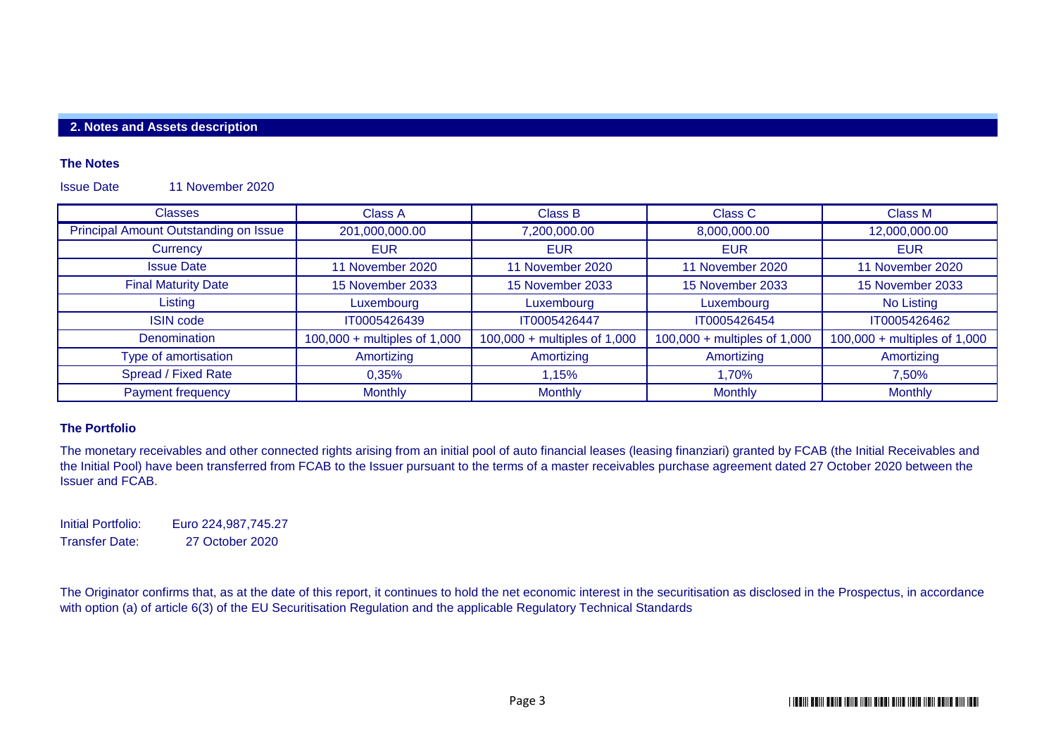## 2. Notes and Assets description

### The Notes

Issue Date 11 November 2020

| Classes | Class A | Class B | Class C | Class M |
|---|---|---|---|---|
| Principal Amount Outstanding on Issue | 201,000,000.00 | 7,200,000.00 | 8,000,000.00 | 12,000,000.00 |
| Currency | EUR | EUR | EUR | EUR |
| Issue Date | 11 November 2020 | 11 November 2020 | 11 November 2020 | 11 November 2020 |
| Final Maturity Date | 15 November 2033 | 15 November 2033 | 15 November 2033 | 15 November 2033 |
| Listing | Luxembourg | Luxembourg | Luxembourg | No Listing |
| ISIN code | IT0005426439 | IT0005426447 | IT0005426454 | IT0005426462 |
| Denomination | 100,000 + multiples of 1,000 | 100,000 + multiples of 1,000 | 100,000 + multiples of 1,000 | 100,000 + multiples of 1,000 |
| Type of amortisation | Amortizing | Amortizing | Amortizing | Amortizing |
| Spread / Fixed Rate | 0,35% | 1,15% | 1,70% | 7,50% |
| Payment frequency | Monthly | Monthly | Monthly | Monthly |

### The Portfolio

The monetary receivables and other connected rights arising from an initial pool of auto financial leases (leasing finanziari) granted by FCAB (the Initial Receivables and the Initial Pool) have been transferred from FCAB to the Issuer pursuant to the terms of a master receivables purchase agreement dated 27 October 2020 between the Issuer and FCAB.

Initial Portfolio: Euro 224,987,745.27

Transfer Date: 27 October 2020

The Originator confirms that, as at the date of this report, it continues to hold the net economic interest in the securitisation as disclosed in the Prospectus, in accordance with option (a) of article 6(3) of the EU Securitisation Regulation and the applicable Regulatory Technical Standards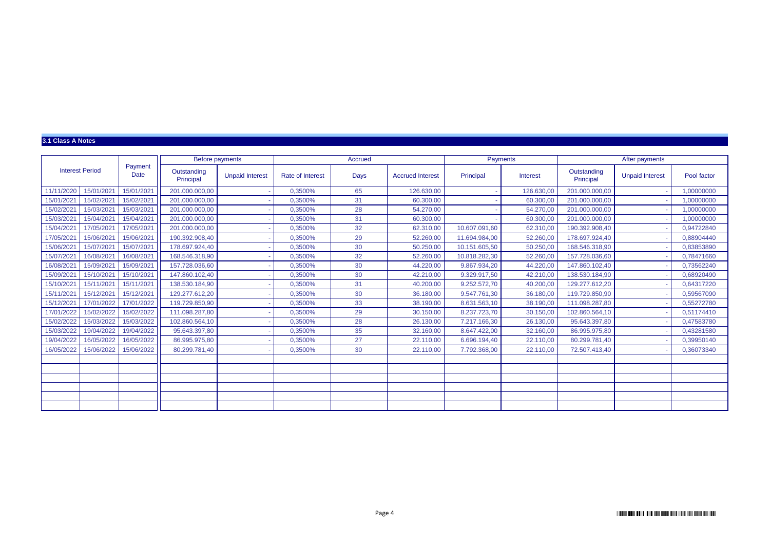### 3.1 Class A Notes

| Interest Period | | Payment Date | Before payments | | Accrued | | | Payments | | After payments | | |
|---|---|---|---|---|---|---|---|---|---|---|---|---|
| | | | Outstanding Principal | Unpaid Interest | Rate of Interest | Days | Accrued Interest | Principal | Interest | Outstanding Principal | Unpaid Interest | Pool factor |
| 11/11/2020 | 15/01/2021 | 15/01/2021 | 201.000.000,00 | - | 0,3500% | 65 | 126.630,00 | - | 126.630,00 | 201.000.000,00 | - | 1,00000000 |
| 15/01/2021 | 15/02/2021 | 15/02/2021 | 201.000.000,00 | - | 0,3500% | 31 | 60.300,00 | - | 60.300,00 | 201.000.000,00 | - | 1,00000000 |
| 15/02/2021 | 15/03/2021 | 15/03/2021 | 201.000.000,00 | - | 0,3500% | 28 | 54.270,00 | - | 54.270,00 | 201.000.000,00 | - | 1,00000000 |
| 15/03/2021 | 15/04/2021 | 15/04/2021 | 201.000.000,00 | - | 0,3500% | 31 | 60.300,00 | - | 60.300,00 | 201.000.000,00 | - | 1,00000000 |
| 15/04/2021 | 17/05/2021 | 17/05/2021 | 201.000.000,00 | - | 0,3500% | 32 | 62.310,00 | 10.607.091,60 | 62.310,00 | 190.392.908,40 | - | 0,94722840 |
| 17/05/2021 | 15/06/2021 | 15/06/2021 | 190.392.908,40 | - | 0,3500% | 29 | 52.260,00 | 11.694.984,00 | 52.260,00 | 178.697.924,40 | - | 0,88904440 |
| 15/06/2021 | 15/07/2021 | 15/07/2021 | 178.697.924,40 | - | 0,3500% | 30 | 50.250,00 | 10.151.605,50 | 50.250,00 | 168.546.318,90 | - | 0,83853890 |
| 15/07/2021 | 16/08/2021 | 16/08/2021 | 168.546.318,90 | - | 0,3500% | 32 | 52.260,00 | 10.818.282,30 | 52.260,00 | 157.728.036,60 | - | 0,78471660 |
| 16/08/2021 | 15/09/2021 | 15/09/2021 | 157.728.036,60 | - | 0,3500% | 30 | 44.220,00 | 9.867.934,20 | 44.220,00 | 147.860.102,40 | - | 0,73562240 |
| 15/09/2021 | 15/10/2021 | 15/10/2021 | 147.860.102,40 | - | 0,3500% | 30 | 42.210,00 | 9.329.917,50 | 42.210,00 | 138.530.184,90 | - | 0,68920490 |
| 15/10/2021 | 15/11/2021 | 15/11/2021 | 138.530.184,90 | - | 0,3500% | 31 | 40.200,00 | 9.252.572,70 | 40.200,00 | 129.277.612,20 | - | 0,64317220 |
| 15/11/2021 | 15/12/2021 | 15/12/2021 | 129.277.612,20 | - | 0,3500% | 30 | 36.180,00 | 9.547.761,30 | 36.180,00 | 119.729.850,90 | - | 0,59567090 |
| 15/12/2021 | 17/01/2022 | 17/01/2022 | 119.729.850,90 | - | 0,3500% | 33 | 38.190,00 | 8.631.563,10 | 38.190,00 | 111.098.287,80 | - | 0,55272780 |
| 17/01/2022 | 15/02/2022 | 15/02/2022 | 111.098.287,80 | - | 0,3500% | 29 | 30.150,00 | 8.237.723,70 | 30.150,00 | 102.860.564,10 | - | 0,51174410 |
| 15/02/2022 | 15/03/2022 | 15/03/2022 | 102.860.564,10 | - | 0,3500% | 28 | 26.130,00 | 7.217.166,30 | 26.130,00 | 95.643.397,80 | - | 0,47583780 |
| 15/03/2022 | 19/04/2022 | 19/04/2022 | 95.643.397,80 | - | 0,3500% | 35 | 32.160,00 | 8.647.422,00 | 32.160,00 | 86.995.975,80 | - | 0,43281580 |
| 19/04/2022 | 16/05/2022 | 16/05/2022 | 86.995.975,80 | - | 0,3500% | 27 | 22.110,00 | 6.696.194,40 | 22.110,00 | 80.299.781,40 | - | 0,39950140 |
| 16/05/2022 | 15/06/2022 | 15/06/2022 | 80.299.781,40 | - | 0,3500% | 30 | 22.110,00 | 7.792.368,00 | 22.110,00 | 72.507.413,40 | - | 0,36073340 |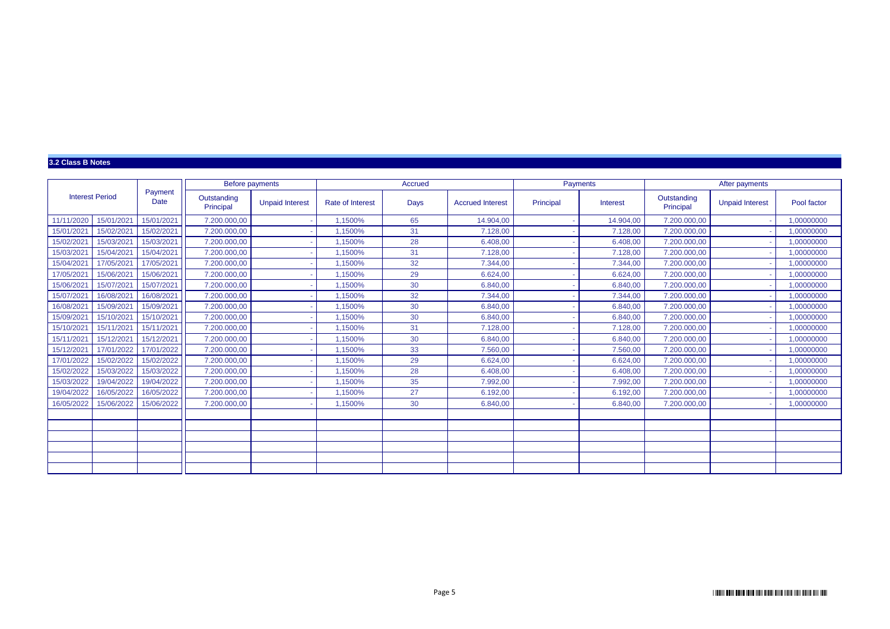### 3.2 Class B Notes

| Interest Period | | Payment Date | Before payments | | Accrued | | | Payments | | After payments | | |
|---|---|---|---|---|---|---|---|---|---|---|---|---|
| | | | Outstanding Principal | Unpaid Interest | Rate of Interest | Days | Accrued Interest | Principal | Interest | Outstanding Principal | Unpaid Interest | Pool factor |
| 11/11/2020 | 15/01/2021 | 15/01/2021 | 7.200.000,00 | - | 1,1500% | 65 | 14.904,00 | - | 14.904,00 | 7.200.000,00 | - | 1,00000000 |
| 15/01/2021 | 15/02/2021 | 15/02/2021 | 7.200.000,00 | - | 1,1500% | 31 | 7.128,00 | - | 7.128,00 | 7.200.000,00 | - | 1,00000000 |
| 15/02/2021 | 15/03/2021 | 15/03/2021 | 7.200.000,00 | - | 1,1500% | 28 | 6.408,00 | - | 6.408,00 | 7.200.000,00 | - | 1,00000000 |
| 15/03/2021 | 15/04/2021 | 15/04/2021 | 7.200.000,00 | - | 1,1500% | 31 | 7.128,00 | - | 7.128,00 | 7.200.000,00 | - | 1,00000000 |
| 15/04/2021 | 17/05/2021 | 17/05/2021 | 7.200.000,00 | - | 1,1500% | 32 | 7.344,00 | - | 7.344,00 | 7.200.000,00 | - | 1,00000000 |
| 17/05/2021 | 15/06/2021 | 15/06/2021 | 7.200.000,00 | - | 1,1500% | 29 | 6.624,00 | - | 6.624,00 | 7.200.000,00 | - | 1,00000000 |
| 15/06/2021 | 15/07/2021 | 15/07/2021 | 7.200.000,00 | - | 1,1500% | 30 | 6.840,00 | - | 6.840,00 | 7.200.000,00 | - | 1,00000000 |
| 15/07/2021 | 16/08/2021 | 16/08/2021 | 7.200.000,00 | - | 1,1500% | 32 | 7.344,00 | - | 7.344,00 | 7.200.000,00 | - | 1,00000000 |
| 16/08/2021 | 15/09/2021 | 15/09/2021 | 7.200.000,00 | - | 1,1500% | 30 | 6.840,00 | - | 6.840,00 | 7.200.000,00 | - | 1,00000000 |
| 15/09/2021 | 15/10/2021 | 15/10/2021 | 7.200.000,00 | - | 1,1500% | 30 | 6.840,00 | - | 6.840,00 | 7.200.000,00 | - | 1,00000000 |
| 15/10/2021 | 15/11/2021 | 15/11/2021 | 7.200.000,00 | - | 1,1500% | 31 | 7.128,00 | - | 7.128,00 | 7.200.000,00 | - | 1,00000000 |
| 15/11/2021 | 15/12/2021 | 15/12/2021 | 7.200.000,00 | - | 1,1500% | 30 | 6.840,00 | - | 6.840,00 | 7.200.000,00 | - | 1,00000000 |
| 15/12/2021 | 17/01/2022 | 17/01/2022 | 7.200.000,00 | - | 1,1500% | 33 | 7.560,00 | - | 7.560,00 | 7.200.000,00 | - | 1,00000000 |
| 17/01/2022 | 15/02/2022 | 15/02/2022 | 7.200.000,00 | - | 1,1500% | 29 | 6.624,00 | - | 6.624,00 | 7.200.000,00 | - | 1,00000000 |
| 15/02/2022 | 15/03/2022 | 15/03/2022 | 7.200.000,00 | - | 1,1500% | 28 | 6.408,00 | - | 6.408,00 | 7.200.000,00 | - | 1,00000000 |
| 15/03/2022 | 19/04/2022 | 19/04/2022 | 7.200.000,00 | - | 1,1500% | 35 | 7.992,00 | - | 7.992,00 | 7.200.000,00 | - | 1,00000000 |
| 19/04/2022 | 16/05/2022 | 16/05/2022 | 7.200.000,00 | - | 1,1500% | 27 | 6.192,00 | - | 6.192,00 | 7.200.000,00 | - | 1,00000000 |
| 16/05/2022 | 15/06/2022 | 15/06/2022 | 7.200.000,00 | - | 1,1500% | 30 | 6.840,00 | - | 6.840,00 | 7.200.000,00 | - | 1,00000000 |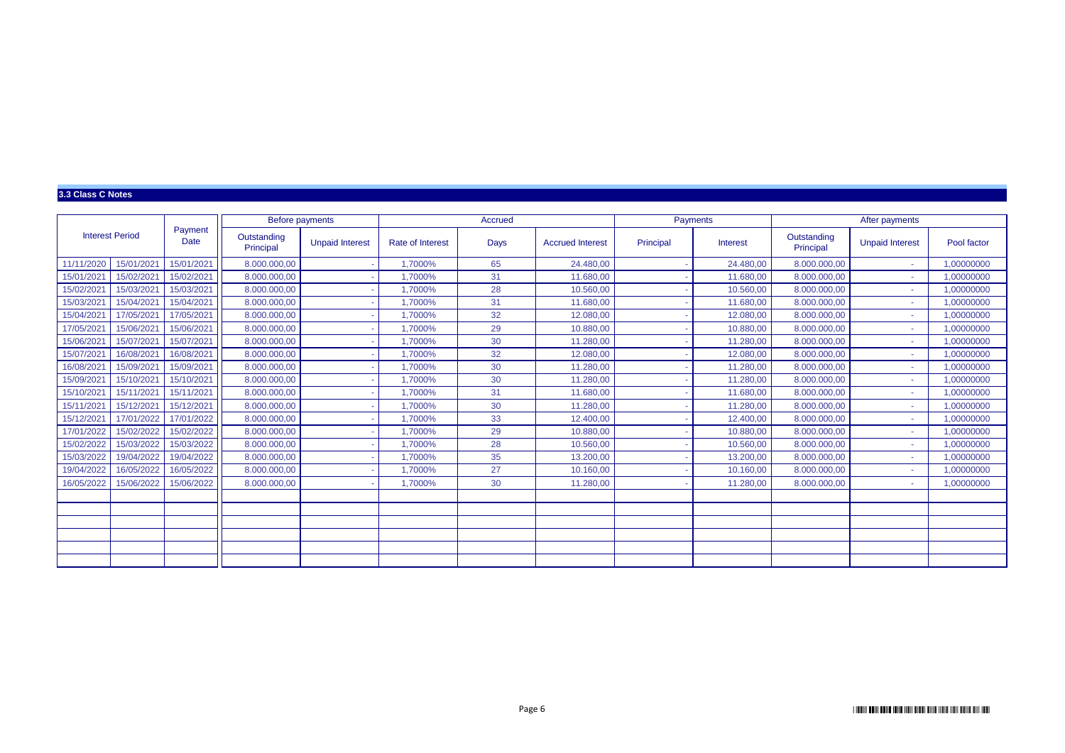### 3.3 Class C Notes

| Interest Period | | Payment Date | Before payments | | Accrued | | | Payments | | After payments | | |
|---|---|---|---|---|---|---|---|---|---|---|---|---|
| | | | Outstanding Principal | Unpaid Interest | Rate of Interest | Days | Accrued Interest | Principal | Interest | Outstanding Principal | Unpaid Interest | Pool factor |
| 11/11/2020 | 15/01/2021 | 15/01/2021 | 8.000.000,00 | - | 1,7000% | 65 | 24.480,00 | - | 24.480,00 | 8.000.000,00 | - | 1,00000000 |
| 15/01/2021 | 15/02/2021 | 15/02/2021 | 8.000.000,00 | - | 1,7000% | 31 | 11.680,00 | - | 11.680,00 | 8.000.000,00 | - | 1,00000000 |
| 15/02/2021 | 15/03/2021 | 15/03/2021 | 8.000.000,00 | - | 1,7000% | 28 | 10.560,00 | - | 10.560,00 | 8.000.000,00 | - | 1,00000000 |
| 15/03/2021 | 15/04/2021 | 15/04/2021 | 8.000.000,00 | - | 1,7000% | 31 | 11.680,00 | - | 11.680,00 | 8.000.000,00 | - | 1,00000000 |
| 15/04/2021 | 17/05/2021 | 17/05/2021 | 8.000.000,00 | - | 1,7000% | 32 | 12.080,00 | - | 12.080,00 | 8.000.000,00 | - | 1,00000000 |
| 17/05/2021 | 15/06/2021 | 15/06/2021 | 8.000.000,00 | - | 1,7000% | 29 | 10.880,00 | - | 10.880,00 | 8.000.000,00 | - | 1,00000000 |
| 15/06/2021 | 15/07/2021 | 15/07/2021 | 8.000.000,00 | - | 1,7000% | 30 | 11.280,00 | - | 11.280,00 | 8.000.000,00 | - | 1,00000000 |
| 15/07/2021 | 16/08/2021 | 16/08/2021 | 8.000.000,00 | - | 1,7000% | 32 | 12.080,00 | - | 12.080,00 | 8.000.000,00 | - | 1,00000000 |
| 16/08/2021 | 15/09/2021 | 15/09/2021 | 8.000.000,00 | - | 1,7000% | 30 | 11.280,00 | - | 11.280,00 | 8.000.000,00 | - | 1,00000000 |
| 15/09/2021 | 15/10/2021 | 15/10/2021 | 8.000.000,00 | - | 1,7000% | 30 | 11.280,00 | - | 11.280,00 | 8.000.000,00 | - | 1,00000000 |
| 15/10/2021 | 15/11/2021 | 15/11/2021 | 8.000.000,00 | - | 1,7000% | 31 | 11.680,00 | - | 11.680,00 | 8.000.000,00 | - | 1,00000000 |
| 15/11/2021 | 15/12/2021 | 15/12/2021 | 8.000.000,00 | - | 1,7000% | 30 | 11.280,00 | - | 11.280,00 | 8.000.000,00 | - | 1,00000000 |
| 15/12/2021 | 17/01/2022 | 17/01/2022 | 8.000.000,00 | - | 1,7000% | 33 | 12.400,00 | - | 12.400,00 | 8.000.000,00 | - | 1,00000000 |
| 17/01/2022 | 15/02/2022 | 15/02/2022 | 8.000.000,00 | - | 1,7000% | 29 | 10.880,00 | - | 10.880,00 | 8.000.000,00 | - | 1,00000000 |
| 15/02/2022 | 15/03/2022 | 15/03/2022 | 8.000.000,00 | - | 1,7000% | 28 | 10.560,00 | - | 10.560,00 | 8.000.000,00 | - | 1,00000000 |
| 15/03/2022 | 19/04/2022 | 19/04/2022 | 8.000.000,00 | - | 1,7000% | 35 | 13.200,00 | - | 13.200,00 | 8.000.000,00 | - | 1,00000000 |
| 19/04/2022 | 16/05/2022 | 16/05/2022 | 8.000.000,00 | - | 1,7000% | 27 | 10.160,00 | - | 10.160,00 | 8.000.000,00 | - | 1,00000000 |
| 16/05/2022 | 15/06/2022 | 15/06/2022 | 8.000.000,00 | - | 1,7000% | 30 | 11.280,00 | - | 11.280,00 | 8.000.000,00 | - | 1,00000000 |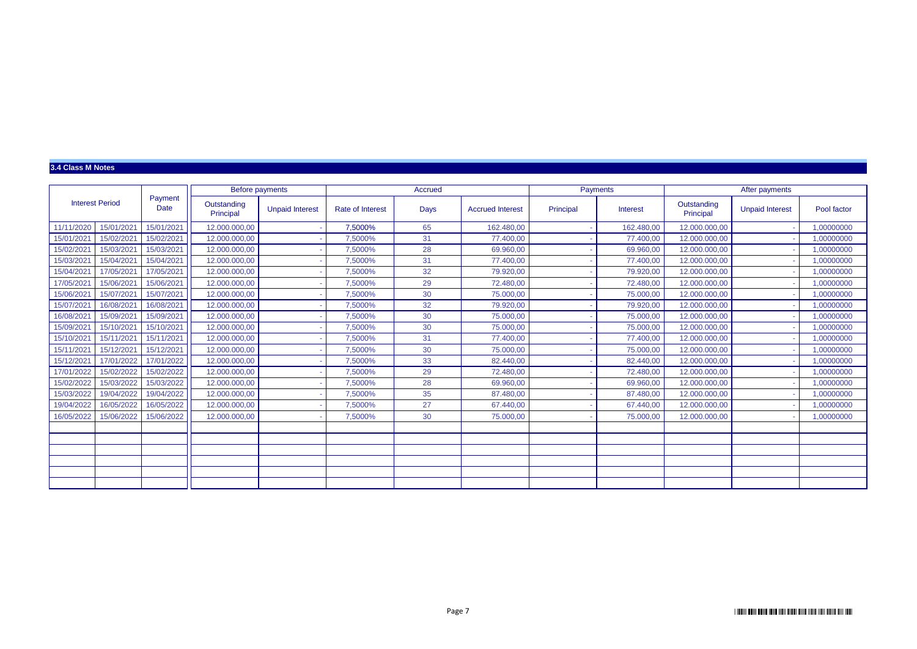### 3.4 Class M Notes

| Interest Period | | Payment Date | Before payments | | Accrued | | | Payments | | After payments | | |
|---|---|---|---|---|---|---|---|---|---|---|---|---|
| | | | Outstanding Principal | Unpaid Interest | Rate of Interest | Days | Accrued Interest | Principal | Interest | Outstanding Principal | Unpaid Interest | Pool factor |
| 11/11/2020 | 15/01/2021 | 15/01/2021 | 12.000.000,00 | - | 7,5000% | 65 | 162.480,00 | - | 162.480,00 | 12.000.000,00 | - | 1,00000000 |
| 15/01/2021 | 15/02/2021 | 15/02/2021 | 12.000.000,00 | - | 7,5000% | 31 | 77.400,00 | - | 77.400,00 | 12.000.000,00 | - | 1,00000000 |
| 15/02/2021 | 15/03/2021 | 15/03/2021 | 12.000.000,00 | - | 7,5000% | 28 | 69.960,00 | - | 69.960,00 | 12.000.000,00 | - | 1,00000000 |
| 15/03/2021 | 15/04/2021 | 15/04/2021 | 12.000.000,00 | - | 7,5000% | 31 | 77.400,00 | - | 77.400,00 | 12.000.000,00 | - | 1,00000000 |
| 15/04/2021 | 17/05/2021 | 17/05/2021 | 12.000.000,00 | - | 7,5000% | 32 | 79.920,00 | - | 79.920,00 | 12.000.000,00 | - | 1,00000000 |
| 17/05/2021 | 15/06/2021 | 15/06/2021 | 12.000.000,00 | - | 7,5000% | 29 | 72.480,00 | - | 72.480,00 | 12.000.000,00 | - | 1,00000000 |
| 15/06/2021 | 15/07/2021 | 15/07/2021 | 12.000.000,00 | - | 7,5000% | 30 | 75.000,00 | - | 75.000,00 | 12.000.000,00 | - | 1,00000000 |
| 15/07/2021 | 16/08/2021 | 16/08/2021 | 12.000.000,00 | - | 7,5000% | 32 | 79.920,00 | - | 79.920,00 | 12.000.000,00 | - | 1,00000000 |
| 16/08/2021 | 15/09/2021 | 15/09/2021 | 12.000.000,00 | - | 7,5000% | 30 | 75.000,00 | - | 75.000,00 | 12.000.000,00 | - | 1,00000000 |
| 15/09/2021 | 15/10/2021 | 15/10/2021 | 12.000.000,00 | - | 7,5000% | 30 | 75.000,00 | - | 75.000,00 | 12.000.000,00 | - | 1,00000000 |
| 15/10/2021 | 15/11/2021 | 15/11/2021 | 12.000.000,00 | - | 7,5000% | 31 | 77.400,00 | - | 77.400,00 | 12.000.000,00 | - | 1,00000000 |
| 15/11/2021 | 15/12/2021 | 15/12/2021 | 12.000.000,00 | - | 7,5000% | 30 | 75.000,00 | - | 75.000,00 | 12.000.000,00 | - | 1,00000000 |
| 15/12/2021 | 17/01/2022 | 17/01/2022 | 12.000.000,00 | - | 7,5000% | 33 | 82.440,00 | - | 82.440,00 | 12.000.000,00 | - | 1,00000000 |
| 17/01/2022 | 15/02/2022 | 15/02/2022 | 12.000.000,00 | - | 7,5000% | 29 | 72.480,00 | - | 72.480,00 | 12.000.000,00 | - | 1,00000000 |
| 15/02/2022 | 15/03/2022 | 15/03/2022 | 12.000.000,00 | - | 7,5000% | 28 | 69.960,00 | - | 69.960,00 | 12.000.000,00 | - | 1,00000000 |
| 15/03/2022 | 19/04/2022 | 19/04/2022 | 12.000.000,00 | - | 7,5000% | 35 | 87.480,00 | - | 87.480,00 | 12.000.000,00 | - | 1,00000000 |
| 19/04/2022 | 16/05/2022 | 16/05/2022 | 12.000.000,00 | - | 7,5000% | 27 | 67.440,00 | - | 67.440,00 | 12.000.000,00 | - | 1,00000000 |
| 16/05/2022 | 15/06/2022 | 15/06/2022 | 12.000.000,00 | - | 7,5000% | 30 | 75.000,00 | - | 75.000,00 | 12.000.000,00 | - | 1,00000000 |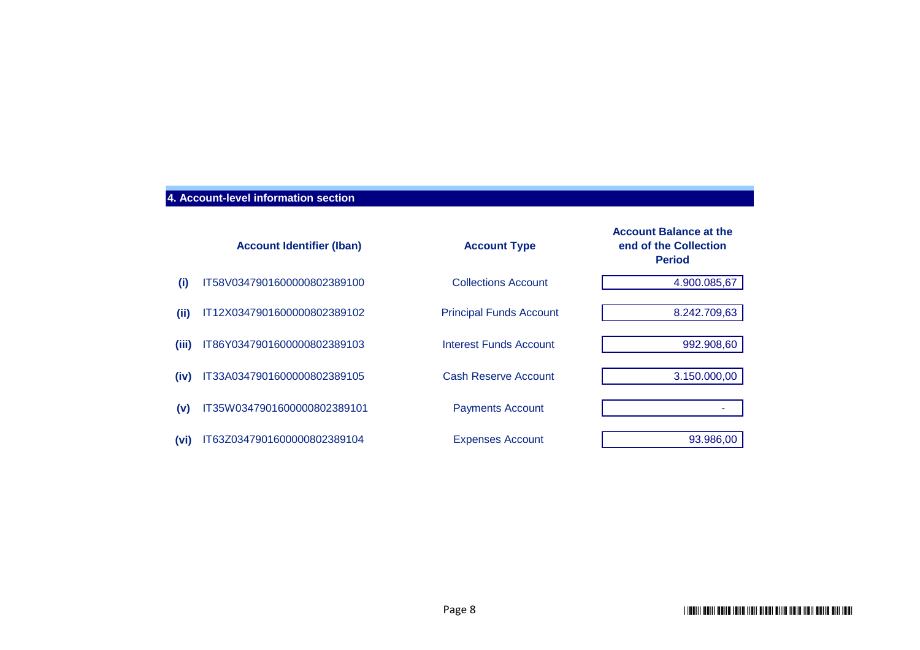## 4. Account-level information section

| | Account Identifier (Iban) | Account Type | Account Balance at the end of the Collection Period |
|---|---|---|---|
| (i) | IT58V0347901600000802389100 | Collections Account | 4.900.085,67 |
| (ii) | IT12X0347901600000802389102 | Principal Funds Account | 8.242.709,63 |
| (iii) | IT86Y0347901600000802389103 | Interest Funds Account | 992.908,60 |
| (iv) | IT33A0347901600000802389105 | Cash Reserve Account | 3.150.000,00 |
| (v) | IT35W0347901600000802389101 | Payments Account | - |
| (vi) | IT63Z0347901600000802389104 | Expenses Account | 93.986,00 |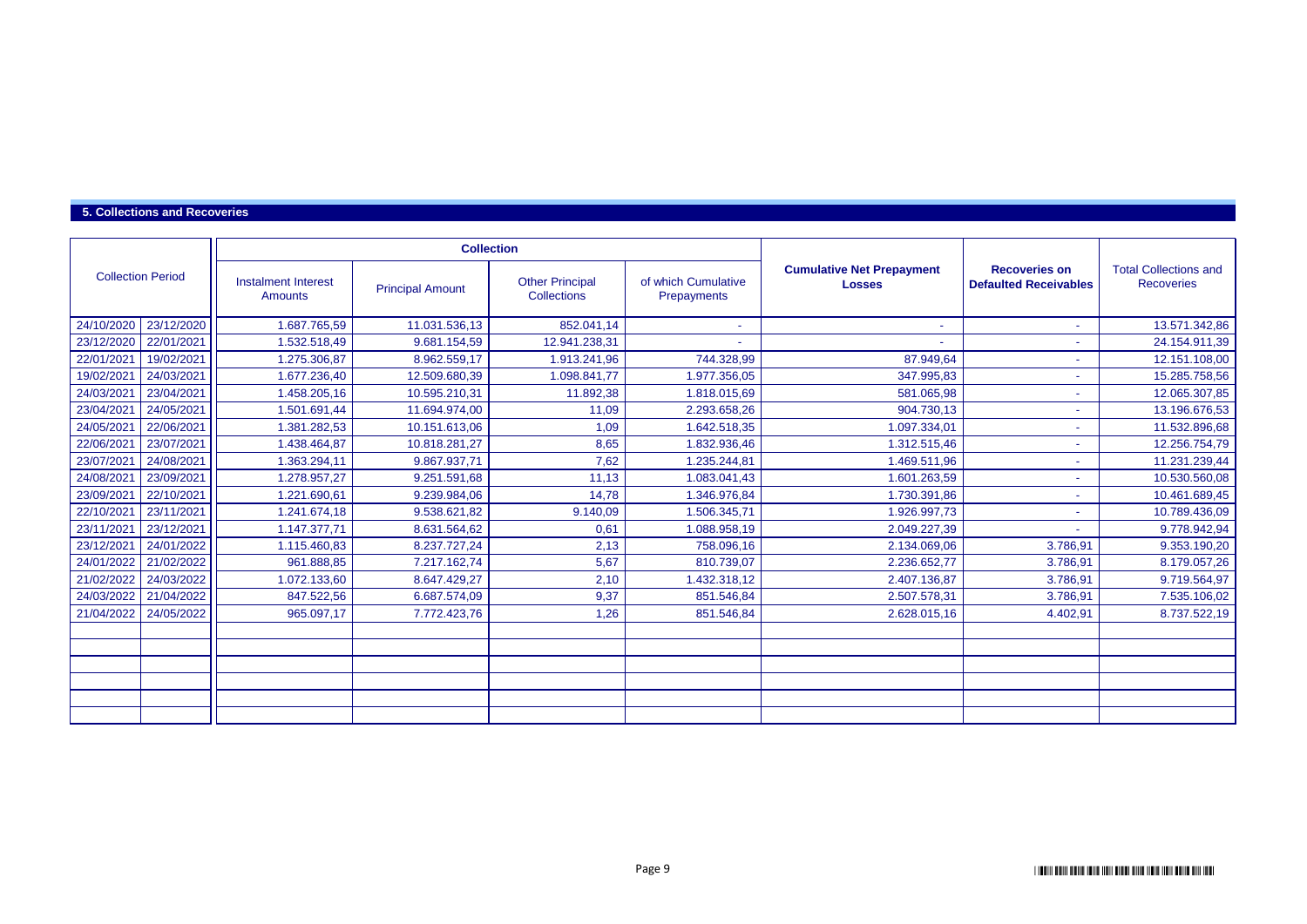## 5. Collections and Recoveries

| Collection Period | | Collection | | | | Cumulative Net Prepayment Losses | Recoveries on Defaulted Receivables | Total Collections and Recoveries |
|---|---|---|---|---|---|---|---|---|
| | | Instalment Interest Amounts | Principal Amount | Other Principal Collections | of which Cumulative Prepayments | | | |
| 24/10/2020 | 23/12/2020 | 1.687.765,59 | 11.031.536,13 | 852.041,14 | - | - | - | 13.571.342,86 |
| 23/12/2020 | 22/01/2021 | 1.532.518,49 | 9.681.154,59 | 12.941.238,31 | - | - | - | 24.154.911,39 |
| 22/01/2021 | 19/02/2021 | 1.275.306,87 | 8.962.559,17 | 1.913.241,96 | 744.328,99 | 87.949,64 | - | 12.151.108,00 |
| 19/02/2021 | 24/03/2021 | 1.677.236,40 | 12.509.680,39 | 1.098.841,77 | 1.977.356,05 | 347.995,83 | - | 15.285.758,56 |
| 24/03/2021 | 23/04/2021 | 1.458.205,16 | 10.595.210,31 | 11.892,38 | 1.818.015,69 | 581.065,98 | - | 12.065.307,85 |
| 23/04/2021 | 24/05/2021 | 1.501.691,44 | 11.694.974,00 | 11,09 | 2.293.658,26 | 904.730,13 | - | 13.196.676,53 |
| 24/05/2021 | 22/06/2021 | 1.381.282,53 | 10.151.613,06 | 1,09 | 1.642.518,35 | 1.097.334,01 | - | 11.532.896,68 |
| 22/06/2021 | 23/07/2021 | 1.438.464,87 | 10.818.281,27 | 8,65 | 1.832.936,46 | 1.312.515,46 | - | 12.256.754,79 |
| 23/07/2021 | 24/08/2021 | 1.363.294,11 | 9.867.937,71 | 7,62 | 1.235.244,81 | 1.469.511,96 | - | 11.231.239,44 |
| 24/08/2021 | 23/09/2021 | 1.278.957,27 | 9.251.591,68 | 11,13 | 1.083.041,43 | 1.601.263,59 | - | 10.530.560,08 |
| 23/09/2021 | 22/10/2021 | 1.221.690,61 | 9.239.984,06 | 14,78 | 1.346.976,84 | 1.730.391,86 | - | 10.461.689,45 |
| 22/10/2021 | 23/11/2021 | 1.241.674,18 | 9.538.621,82 | 9.140,09 | 1.506.345,71 | 1.926.997,73 | - | 10.789.436,09 |
| 23/11/2021 | 23/12/2021 | 1.147.377,71 | 8.631.564,62 | 0,61 | 1.088.958,19 | 2.049.227,39 | - | 9.778.942,94 |
| 23/12/2021 | 24/01/2022 | 1.115.460,83 | 8.237.727,24 | 2,13 | 758.096,16 | 2.134.069,06 | 3.786,91 | 9.353.190,20 |
| 24/01/2022 | 21/02/2022 | 961.888,85 | 7.217.162,74 | 5,67 | 810.739,07 | 2.236.652,77 | 3.786,91 | 8.179.057,26 |
| 21/02/2022 | 24/03/2022 | 1.072.133,60 | 8.647.429,27 | 2,10 | 1.432.318,12 | 2.407.136,87 | 3.786,91 | 9.719.564,97 |
| 24/03/2022 | 21/04/2022 | 847.522,56 | 6.687.574,09 | 9,37 | 851.546,84 | 2.507.578,31 | 3.786,91 | 7.535.106,02 |
| 21/04/2022 | 24/05/2022 | 965.097,17 | 7.772.423,76 | 1,26 | 851.546,84 | 2.628.015,16 | 4.402,91 | 8.737.522,19 |
| | | | | | | | | |
| | | | | | | | | |
| | | | | | | | | |
| | | | | | | | | |
| | | | | | | | | |
| | | | | | | | | |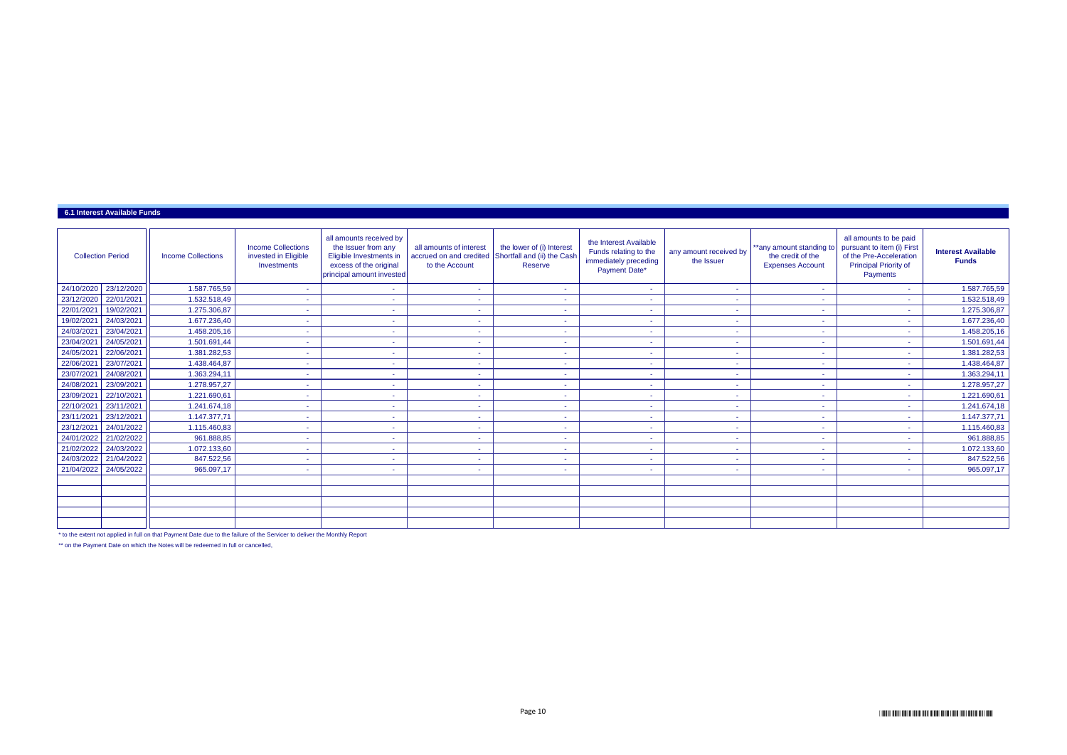### 6.1 Interest Available Funds

| Collection Period | | Income Collections | Income Collections invested in Eligible Investments | all amounts received by the Issuer from any Eligible Investments in excess of the original principal amount invested | all amounts of interest accrued on and credited to the Account | the lower of (i) Interest Shortfall and (ii) the Cash Reserve | the Interest Available Funds relating to the immediately preceding Payment Date* | any amount received by the Issuer | **any amount standing to the credit of the Expenses Account | all amounts to be paid pursuant to item (i) First of the Pre-Acceleration Principal Priority of Payments | Interest Available Funds |
|---|---|---|---|---|---|---|---|---|---|---|---|
| 24/10/2020 | 23/12/2020 | 1.587.765,59 | - | - | - | - | - | - | - | - | 1.587.765,59 |
| 23/12/2020 | 22/01/2021 | 1.532.518,49 | - | - | - | - | - | - | - | - | 1.532.518,49 |
| 22/01/2021 | 19/02/2021 | 1.275.306,87 | - | - | - | - | - | - | - | - | 1.275.306,87 |
| 19/02/2021 | 24/03/2021 | 1.677.236,40 | - | - | - | - | - | - | - | - | 1.677.236,40 |
| 24/03/2021 | 23/04/2021 | 1.458.205,16 | - | - | - | - | - | - | - | - | 1.458.205,16 |
| 23/04/2021 | 24/05/2021 | 1.501.691,44 | - | - | - | - | - | - | - | - | 1.501.691,44 |
| 24/05/2021 | 22/06/2021 | 1.381.282,53 | - | - | - | - | - | - | - | - | 1.381.282,53 |
| 22/06/2021 | 23/07/2021 | 1.438.464,87 | - | - | - | - | - | - | - | - | 1.438.464,87 |
| 23/07/2021 | 24/08/2021 | 1.363.294,11 | - | - | - | - | - | - | - | - | 1.363.294,11 |
| 24/08/2021 | 23/09/2021 | 1.278.957,27 | - | - | - | - | - | - | - | - | 1.278.957,27 |
| 23/09/2021 | 22/10/2021 | 1.221.690,61 | - | - | - | - | - | - | - | - | 1.221.690,61 |
| 22/10/2021 | 23/11/2021 | 1.241.674,18 | - | - | - | - | - | - | - | - | 1.241.674,18 |
| 23/11/2021 | 23/12/2021 | 1.147.377,71 | - | - | - | - | - | - | - | - | 1.147.377,71 |
| 23/12/2021 | 24/01/2022 | 1.115.460,83 | - | - | - | - | - | - | - | - | 1.115.460,83 |
| 24/01/2022 | 21/02/2022 | 961.888,85 | - | - | - | - | - | - | - | - | 961.888,85 |
| 21/02/2022 | 24/03/2022 | 1.072.133,60 | - | - | - | - | - | - | - | - | 1.072.133,60 |
| 24/03/2022 | 21/04/2022 | 847.522,56 | - | - | - | - | - | - | - | - | 847.522,56 |
| 21/04/2022 | 24/05/2022 | 965.097,17 | - | - | - | - | - | - | - | - | 965.097,17 |
| | | | | | | | | | | | |
| | | | | | | | | | | | |
| | | | | | | | | | | | |
| | | | | | | | | | | | |
| | | | | | | | | | | | |

\* to the extent not applied in full on that Payment Date due to the failure of the Servicer to deliver the Monthly Report

** on the Payment Date on which the Notes will be redeemed in full or cancelled,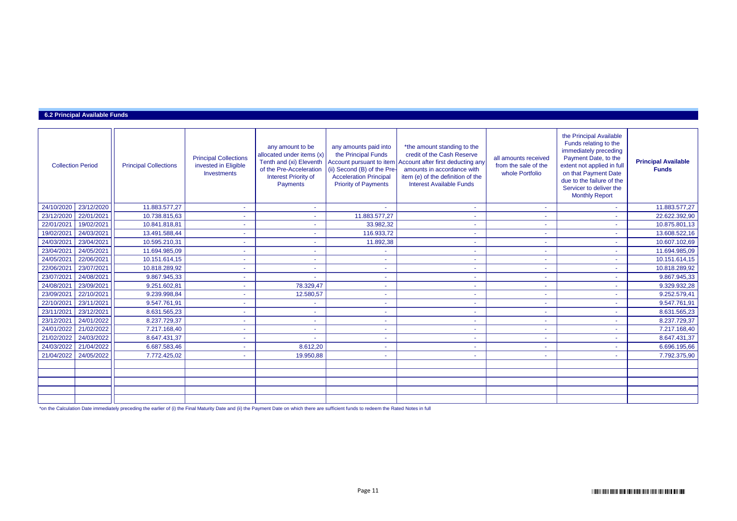### 6.2 Principal Available Funds

| Collection Period | | Principal Collections | Principal Collections invested in Eligible Investments | any amount to be allocated under items (x) Tenth and (xi) Eleventh of the Pre-Acceleration Interest Priority of Payments | any amounts paid into the Principal Funds Account pursuant to item (ii) Second (B) of the Pre-Acceleration Principal Priority of Payments | *the amount standing to the credit of the Cash Reserve Account after first deducting any amounts in accordance with item (e) of the definition of the Interest Available Funds | all amounts received from the sale of the whole Portfolio | the Principal Available Funds relating to the immediately preceding Payment Date, to the extent not applied in full on that Payment Date due to the failure of the Servicer to deliver the Monthly Report | Principal Available Funds |
|---|---|---|---|---|---|---|---|---|---|
| 24/10/2020 | 23/12/2020 | 11.883.577,27 | - | - | - | - | - | - | 11.883.577,27 |
| 23/12/2020 | 22/01/2021 | 10.738.815,63 | - | - | 11.883.577,27 | - | - | - | 22.622.392,90 |
| 22/01/2021 | 19/02/2021 | 10.841.818,81 | - | - | 33.982,32 | - | - | - | 10.875.801,13 |
| 19/02/2021 | 24/03/2021 | 13.491.588,44 | - | - | 116.933,72 | - | - | - | 13.608.522,16 |
| 24/03/2021 | 23/04/2021 | 10.595.210,31 | - | - | 11.892,38 | - | - | - | 10.607.102,69 |
| 23/04/2021 | 24/05/2021 | 11.694.985,09 | - | - | - | - | - | - | 11.694.985,09 |
| 24/05/2021 | 22/06/2021 | 10.151.614,15 | - | - | - | - | - | - | 10.151.614,15 |
| 22/06/2021 | 23/07/2021 | 10.818.289,92 | - | - | - | - | - | - | 10.818.289,92 |
| 23/07/2021 | 24/08/2021 | 9.867.945,33 | - | - | - | - | - | - | 9.867.945,33 |
| 24/08/2021 | 23/09/2021 | 9.251.602,81 | - | 78.329,47 | - | - | - | - | 9.329.932,28 |
| 23/09/2021 | 22/10/2021 | 9.239.998,84 | - | 12.580,57 | - | - | - | - | 9.252.579,41 |
| 22/10/2021 | 23/11/2021 | 9.547.761,91 | - | - | - | - | - | - | 9.547.761,91 |
| 23/11/2021 | 23/12/2021 | 8.631.565,23 | - | - | - | - | - | - | 8.631.565,23 |
| 23/12/2021 | 24/01/2022 | 8.237.729,37 | - | - | - | - | - | - | 8.237.729,37 |
| 24/01/2022 | 21/02/2022 | 7.217.168,40 | - | - | - | - | - | - | 7.217.168,40 |
| 21/02/2022 | 24/03/2022 | 8.647.431,37 | - | - | - | - | - | - | 8.647.431,37 |
| 24/03/2022 | 21/04/2022 | 6.687.583,46 | - | 8.612,20 | - | - | - | - | 6.696.195,66 |
| 21/04/2022 | 24/05/2022 | 7.772.425,02 | - | 19.950,88 | - | - | - | - | 7.792.375,90 |
| | | | | | | | | | |
| | | | | | | | | | |
| | | | | | | | | | |
| | | | | | | | | | |
| | | | | | | | | | |

*on the Calculation Date immediately preceding the earlier of (i) the Final Maturity Date and (ii) the Payment Date on which there are sufficient funds to redeem the Rated Notes in full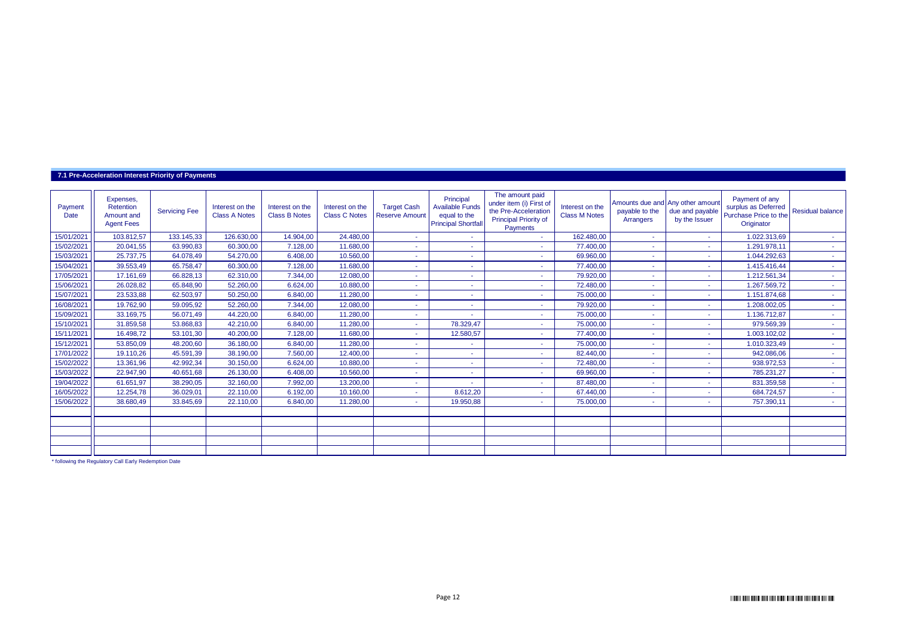### 7.1 Pre-Acceleration Interest Priority of Payments

| Payment Date | Expenses, Retention Amount and Agent Fees | Servicing Fee | Interest on the Class A Notes | Interest on the Class B Notes | Interest on the Class C Notes | Target Cash Reserve Amount | Principal Available Funds equal to the Principal Shortfall | The amount paid under item (i) First of the Pre-Acceleration Principal Priority of Payments | Interest on the Class M Notes | Amounts due and payable to the Arrangers | Any other amount due and payable by the Issuer | Payment of any surplus as Deferred Purchase Price to the Originator | Residual balance |
|---|---|---|---|---|---|---|---|---|---|---|---|---|---|
| 15/01/2021 | 103.812,57 | 133.145,33 | 126.630,00 | 14.904,00 | 24.480,00 | - | - | - | 162.480,00 | - | - | 1.022.313,69 | - |
| 15/02/2021 | 20.041,55 | 63.990,83 | 60.300,00 | 7.128,00 | 11.680,00 | - | - | - | 77.400,00 | - | - | 1.291.978,11 | - |
| 15/03/2021 | 25.737,75 | 64.078,49 | 54.270,00 | 6.408,00 | 10.560,00 | - | - | - | 69.960,00 | - | - | 1.044.292,63 | - |
| 15/04/2021 | 39.553,49 | 65.758,47 | 60.300,00 | 7.128,00 | 11.680,00 | - | - | - | 77.400,00 | - | - | 1.415.416,44 | - |
| 17/05/2021 | 17.161,69 | 66.828,13 | 62.310,00 | 7.344,00 | 12.080,00 | - | - | - | 79.920,00 | - | - | 1.212.561,34 | - |
| 15/06/2021 | 26.028,82 | 65.848,90 | 52.260,00 | 6.624,00 | 10.880,00 | - | - | - | 72.480,00 | - | - | 1.267.569,72 | - |
| 15/07/2021 | 23.533,88 | 62.503,97 | 50.250,00 | 6.840,00 | 11.280,00 | - | - | - | 75.000,00 | - | - | 1.151.874,68 | - |
| 16/08/2021 | 19.762,90 | 59.095,92 | 52.260,00 | 7.344,00 | 12.080,00 | - | - | - | 79.920,00 | - | - | 1.208.002,05 | - |
| 15/09/2021 | 33.169,75 | 56.071,49 | 44.220,00 | 6.840,00 | 11.280,00 | - | - | - | 75.000,00 | - | - | 1.136.712,87 | - |
| 15/10/2021 | 31.859,58 | 53.868,83 | 42.210,00 | 6.840,00 | 11.280,00 | - | 78.329,47 | - | 75.000,00 | - | - | 979.569,39 | - |
| 15/11/2021 | 16.498,72 | 53.101,30 | 40.200,00 | 7.128,00 | 11.680,00 | - | 12.580,57 | - | 77.400,00 | - | - | 1.003.102,02 | - |
| 15/12/2021 | 53.850,09 | 48.200,60 | 36.180,00 | 6.840,00 | 11.280,00 | - | - | - | 75.000,00 | - | - | 1.010.323,49 | - |
| 17/01/2022 | 19.110,26 | 45.591,39 | 38.190,00 | 7.560,00 | 12.400,00 | - | - | - | 82.440,00 | - | - | 942.086,06 | - |
| 15/02/2022 | 13.361,96 | 42.992,34 | 30.150,00 | 6.624,00 | 10.880,00 | - | - | - | 72.480,00 | - | - | 938.972,53 | - |
| 15/03/2022 | 22.947,90 | 40.651,68 | 26.130,00 | 6.408,00 | 10.560,00 | - | - | - | 69.960,00 | - | - | 785.231,27 | - |
| 19/04/2022 | 61.651,97 | 38.290,05 | 32.160,00 | 7.992,00 | 13.200,00 | - | - | - | 87.480,00 | - | - | 831.359,58 | - |
| 16/05/2022 | 12.254,78 | 36.029,01 | 22.110,00 | 6.192,00 | 10.160,00 | - | 8.612,20 | - | 67.440,00 | - | - | 684.724,57 | - |
| 15/06/2022 | 38.680,49 | 33.845,69 | 22.110,00 | 6.840,00 | 11.280,00 | - | 19.950,88 | - | 75.000,00 | - | - | 757.390,11 | - |
| | | | | | | | | | | | | | |
| | | | | | | | | | | | | | |
| | | | | | | | | | | | | | |
| | | | | | | | | | | | | | |
| | | | | | | | | | | | | | |

\* following the Regulatory Call Early Redemption Date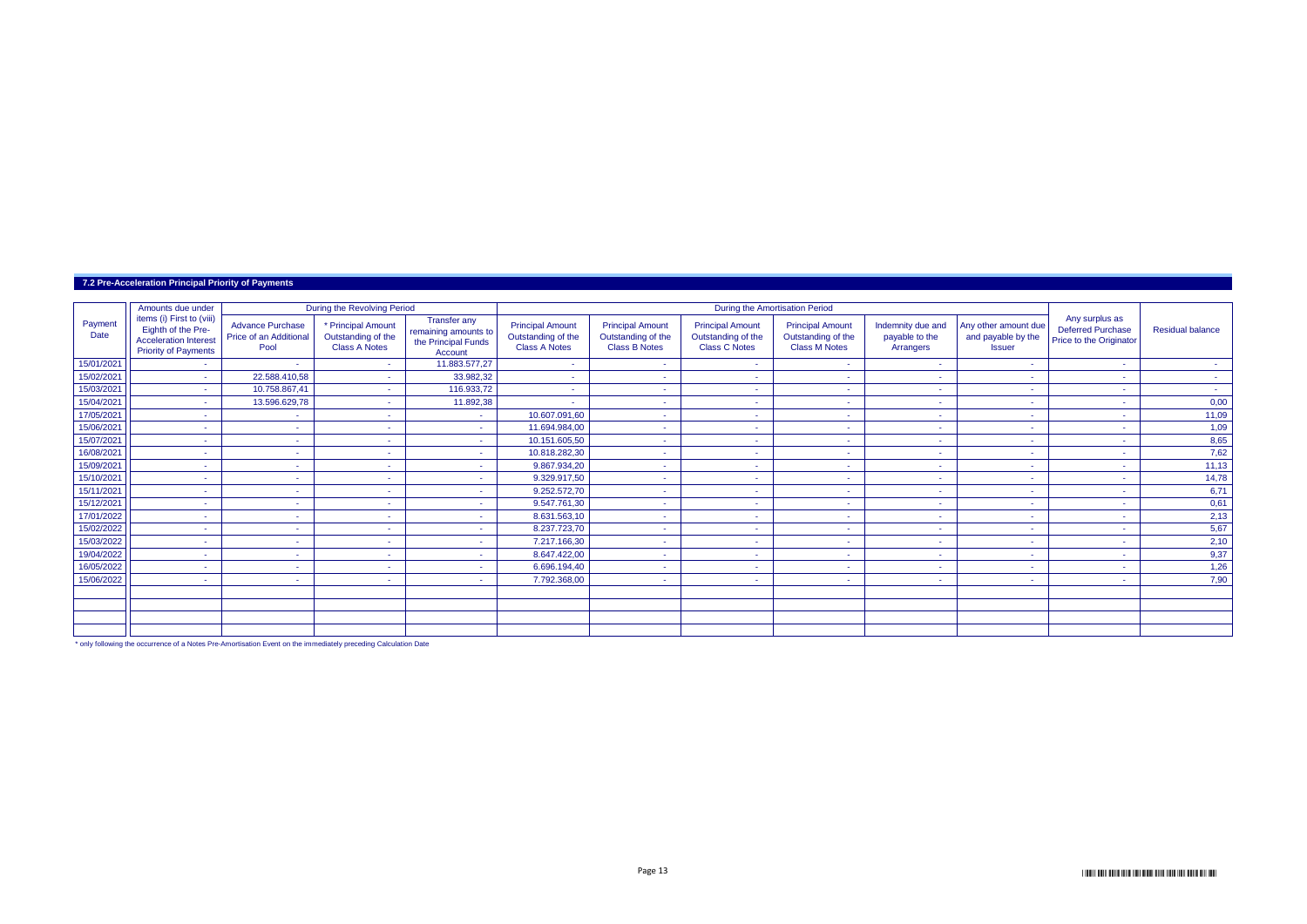## 7.2 Pre-Acceleration Principal Priority of Payments

| Payment Date | Amounts due under items (i) First to (viii) Eighth of the Pre-Acceleration Interest Priority of Payments | During the Revolving Period | | | During the Amortisation Period | | | | | | Any surplus as Deferred Purchase Price to the Originator | Residual balance |
|---|---|---|---|---|---|---|---|---|---|---|---|---|
| | | Advance Purchase Price of an Additional Pool | * Principal Amount Outstanding of the Class A Notes | Transfer any remaining amounts to the Principal Funds Account | Principal Amount Outstanding of the Class A Notes | Principal Amount Outstanding of the Class B Notes | Principal Amount Outstanding of the Class C Notes | Principal Amount Outstanding of the Class M Notes | Indemnity due and payable to the Arrangers | Any other amount due and payable by the Issuer | | |
| 15/01/2021 | - | - | - | 11.883.577,27 | - | - | - | - | - | - | - | - |
| 15/02/2021 | - | 22.588.410,58 | - | 33.982,32 | - | - | - | - | - | - | - | - |
| 15/03/2021 | - | 10.758.867,41 | - | 116.933,72 | - | - | - | - | - | - | - | - |
| 15/04/2021 | - | 13.596.629,78 | - | 11.892,38 | - | - | - | - | - | - | - | 0,00 |
| 17/05/2021 | - | - | - | - | 10.607.091,60 | - | - | - | - | - | - | 11,09 |
| 15/06/2021 | - | - | - | - | 11.694.984,00 | - | - | - | - | - | - | 1,09 |
| 15/07/2021 | - | - | - | - | 10.151.605,50 | - | - | - | - | - | - | 8,65 |
| 16/08/2021 | - | - | - | - | 10.818.282,30 | - | - | - | - | - | - | 7,62 |
| 15/09/2021 | - | - | - | - | 9.867.934,20 | - | - | - | - | - | - | 11,13 |
| 15/10/2021 | - | - | - | - | 9.329.917,50 | - | - | - | - | - | - | 14,78 |
| 15/11/2021 | - | - | - | - | 9.252.572,70 | - | - | - | - | - | - | 6,71 |
| 15/12/2021 | - | - | - | - | 9.547.761,30 | - | - | - | - | - | - | 0,61 |
| 17/01/2022 | - | - | - | - | 8.631.563,10 | - | - | - | - | - | - | 2,13 |
| 15/02/2022 | - | - | - | - | 8.237.723,70 | - | - | - | - | - | - | 5,67 |
| 15/03/2022 | - | - | - | - | 7.217.166,30 | - | - | - | - | - | - | 2,10 |
| 19/04/2022 | - | - | - | - | 8.647.422,00 | - | - | - | - | - | - | 9,37 |
| 16/05/2022 | - | - | - | - | 6.696.194,40 | - | - | - | - | - | - | 1,26 |
| 15/06/2022 | - | - | - | - | 7.792.368,00 | - | - | - | - | - | - | 7,90 |
| | | | | | | | | | | | | |
| | | | | | | | | | | | | |
| | | | | | | | | | | | | |
| | | | | | | | | | | | | |

* only following the occurrence of a Notes Pre-Amortisation Event on the immediately preceding Calculation Date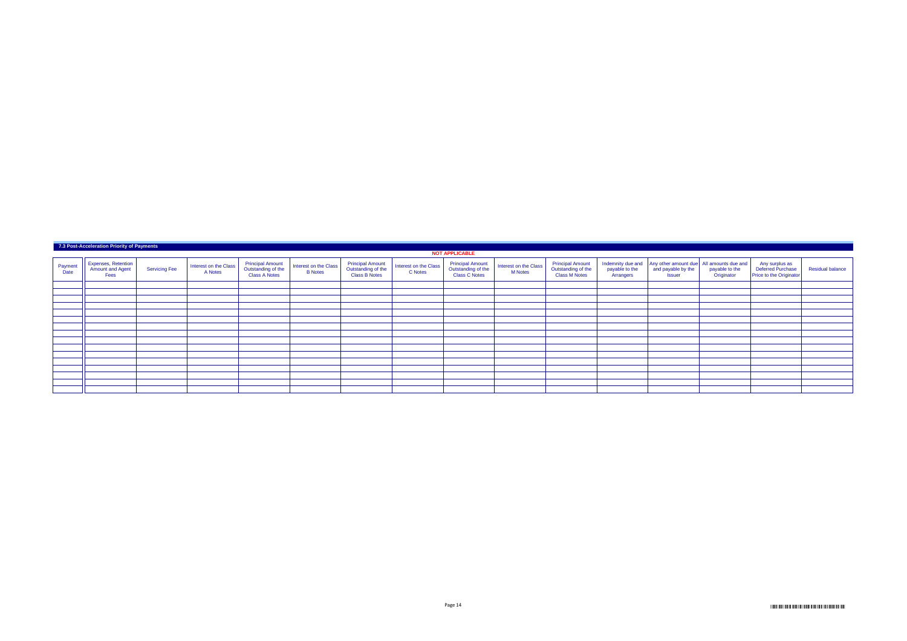### 7.3 Post-Acceleration Priority of Payments

**NOT APPLICABLE**

| Payment Date | Expenses, Retention Amount and Agent Fees | Servicing Fee | Interest on the Class A Notes | Principal Amount Outstanding of the Class A Notes | Interest on the Class B Notes | Principal Amount Outstanding of the Class B Notes | Interest on the Class C Notes | Principal Amount Outstanding of the Class C Notes | Interest on the Class M Notes | Principal Amount Outstanding of the Class M Notes | Indemnity due and payable to the Arrangers | Any other amount due and payable by the Issuer | All amounts due and payable to the Originator | Any surplus as Deferred Purchase Price to the Originator | Residual balance |
|---|---|---|---|---|---|---|---|---|---|---|---|---|---|---|---|
| | | | | | | | | | | | | | | | |
| | | | | | | | | | | | | | | | |
| | | | | | | | | | | | | | | | |
| | | | | | | | | | | | | | | | |
| | | | | | | | | | | | | | | | |
| | | | | | | | | | | | | | | | |
| | | | | | | | | | | | | | | | |
| | | | | | | | | | | | | | | | |
| | | | | | | | | | | | | | | | |
| | | | | | | | | | | | | | | | |
| | | | | | | | | | | | | | | | |
| | | | | | | | | | | | | | | | |
| | | | | | | | | | | | | | | | |
| | | | | | | | | | | | | | | | |
| | | | | | | | | | | | | | | | |
| | | | | | | | | | | | | | | | |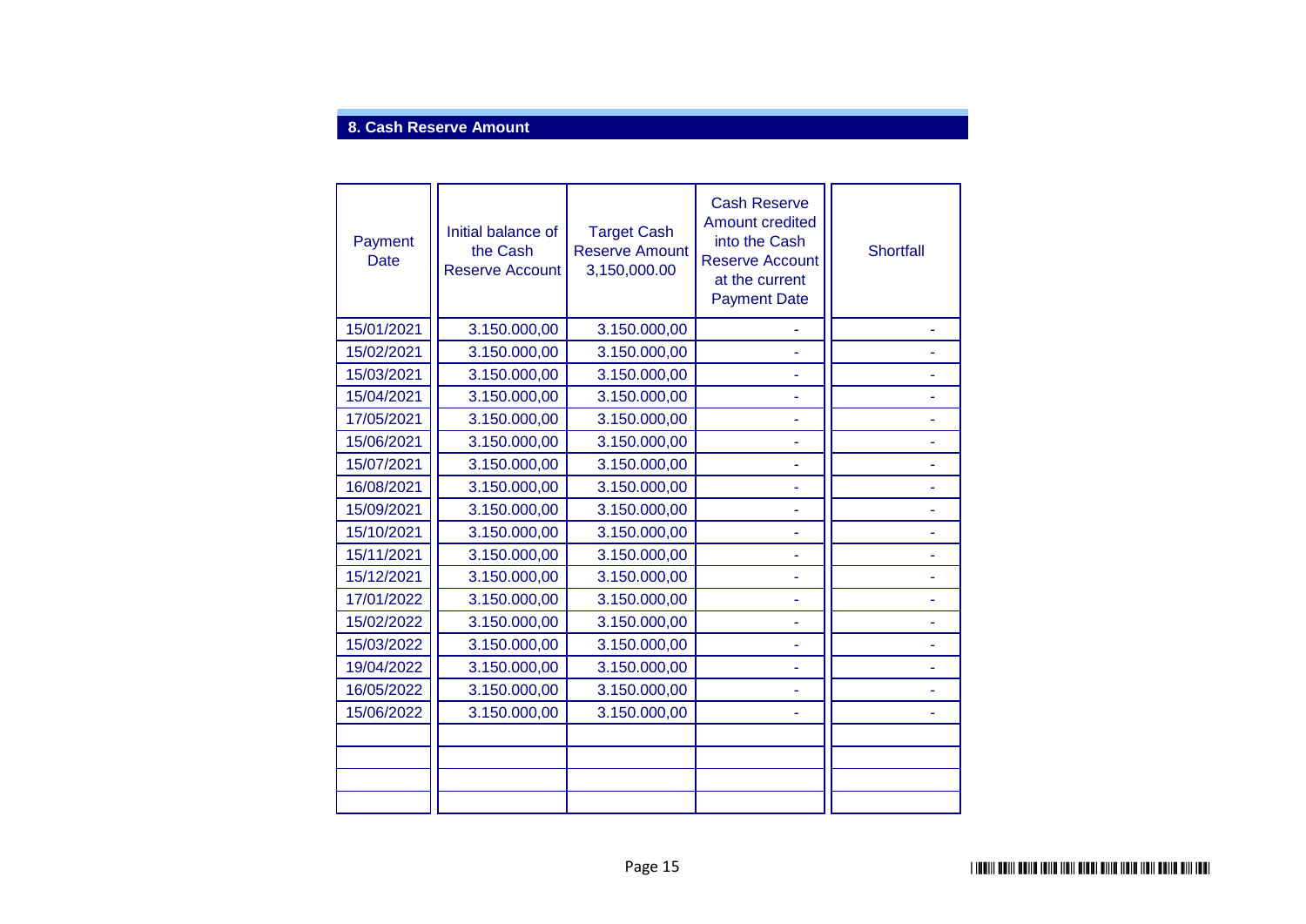## 8. Cash Reserve Amount

| Payment Date | Initial balance of the Cash Reserve Account | Target Cash Reserve Amount 3,150,000.00 | Cash Reserve Amount credited into the Cash Reserve Account at the current Payment Date | Shortfall |
|---|---|---|---|---|
| 15/01/2021 | 3.150.000,00 | 3.150.000,00 | - | - |
| 15/02/2021 | 3.150.000,00 | 3.150.000,00 | - | - |
| 15/03/2021 | 3.150.000,00 | 3.150.000,00 | - | - |
| 15/04/2021 | 3.150.000,00 | 3.150.000,00 | - | - |
| 17/05/2021 | 3.150.000,00 | 3.150.000,00 | - | - |
| 15/06/2021 | 3.150.000,00 | 3.150.000,00 | - | - |
| 15/07/2021 | 3.150.000,00 | 3.150.000,00 | - | - |
| 16/08/2021 | 3.150.000,00 | 3.150.000,00 | - | - |
| 15/09/2021 | 3.150.000,00 | 3.150.000,00 | - | - |
| 15/10/2021 | 3.150.000,00 | 3.150.000,00 | - | - |
| 15/11/2021 | 3.150.000,00 | 3.150.000,00 | - | - |
| 15/12/2021 | 3.150.000,00 | 3.150.000,00 | - | - |
| 17/01/2022 | 3.150.000,00 | 3.150.000,00 | - | - |
| 15/02/2022 | 3.150.000,00 | 3.150.000,00 | - | - |
| 15/03/2022 | 3.150.000,00 | 3.150.000,00 | - | - |
| 19/04/2022 | 3.150.000,00 | 3.150.000,00 | - | - |
| 16/05/2022 | 3.150.000,00 | 3.150.000,00 | - | - |
| 15/06/2022 | 3.150.000,00 | 3.150.000,00 | - | - |
| | | | | |
| | | | | |
| | | | | |
| | | | | |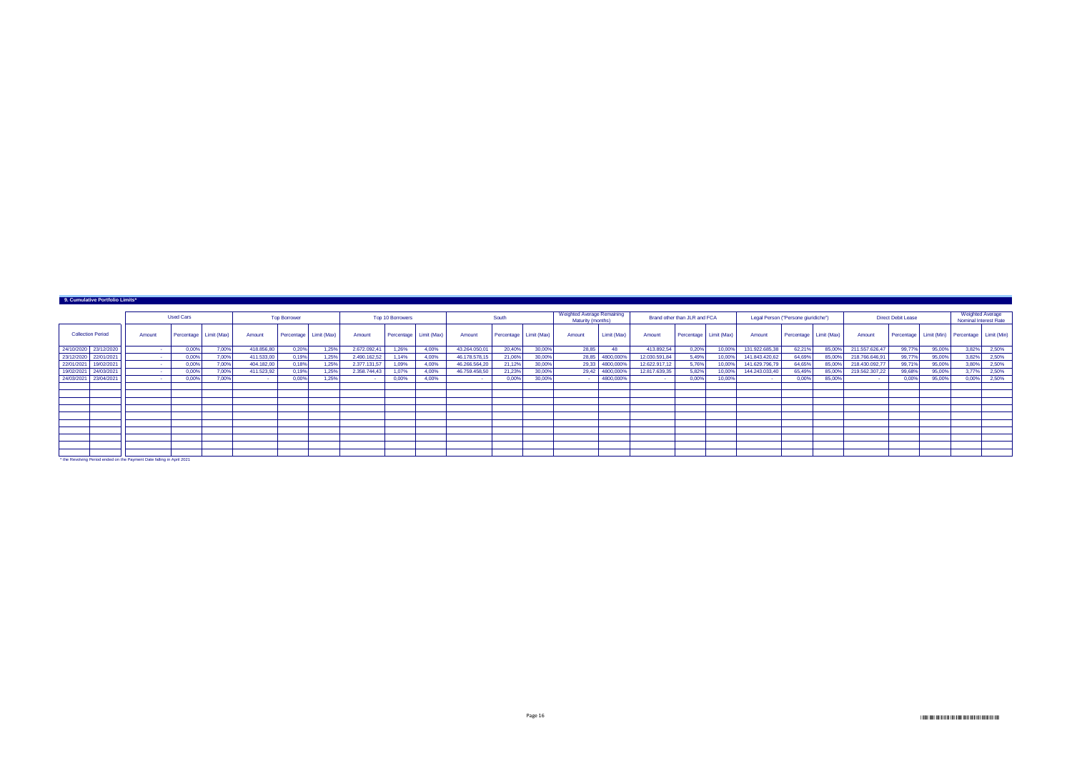## 9. Cumulative Portfolio Limits*

| Collection Period | | Used Cars | | | Top Borrower | | | Top 10 Borrowers | | | South | | | Weighted Average Remaining Maturity (months) | | Brand other than JLR and FCA | | | Legal Person ("Persone giuridiche") | | | Direct Debit Lease | | | Weighted Average Nominal Interest Rate | |
|---|---|---|---|---|---|---|---|---|---|---|---|---|---|---|---|---|---|---|---|---|---|---|---|---|---|---|
| | | Amount | Percentage | Limit (Max) | Amount | Percentage | Limit (Max) | Amount | Percentage | Limit (Max) | Amount | Percentage | Limit (Max) | Amount | Limit (Max) | Amount | Percentage | Limit (Max) | Amount | Percentage | Limit (Max) | Amount | Percentage | Limit (Min) | Percentage | Limit (Min) |
| 24/10/2020 | 23/12/2020 | - | 0,00% | 7,00% | 418.856,80 | 0,20% | 1,25% | 2.672.092,41 | 1,26% | 4,00% | 43.264.050,01 | 20,40% | 30,00% | 28,85 | 48 | 413.892,54 | 0,20% | 10,00% | 131.922.685,38 | 62,21% | 85,00% | 211.557.626,47 | 99,77% | 95,00% | 3,82% | 2,50% |
| 23/12/2020 | 22/01/2021 | - | 0,00% | 7,00% | 411.533,00 | 0,19% | 1,25% | 2.490.162,52 | 1,14% | 4,00% | 46.178.578,15 | 21,06% | 30,00% | 28,85 | 4800,000% | 12.030.591,84 | 5,49% | 10,00% | 141.843.420,62 | 64,69% | 85,00% | 218.766.646,91 | 99,77% | 95,00% | 3,82% | 2,50% |
| 22/01/2021 | 19/02/2021 | - | 0,00% | 7,00% | 404.182,00 | 0,18% | 1,25% | 2.377.131,57 | 1,09% | 4,00% | 46.266.564,20 | 21,12% | 30,00% | 29,33 | 4800,000% | 12.622.917,12 | 5,76% | 10,00% | 141.629.796,79 | 64,65% | 85,00% | 218.430.092,77 | 99,71% | 95,00% | 3,80% | 2,50% |
| 19/02/2021 | 24/03/2021 | - | 0,00% | 7,00% | 411.523,92 | 0,19% | 1,25% | 2.358.744,43 | 1,07% | 4,00% | 46.759.458,50 | 21,23% | 30,00% | 29,42 | 4800,000% | 12.817.639,35 | 5,82% | 10,00% | 144.243.033,40 | 65,49% | 85,00% | 219.562.307,22 | 99,68% | 95,00% | 3,77% | 2,50% |
| 24/03/2021 | 23/04/2021 | - | 0,00% | 7,00% | - | 0,00% | 1,25% | - | 0,00% | 4,00% | - | 0,00% | 30,00% | - | 4800,000% | - | 0,00% | 10,00% | - | 0,00% | 85,00% | - | 0,00% | 95,00% | 0,00% | 2,50% |

* the Revolving Period ended on the Payment Date falling in April 2021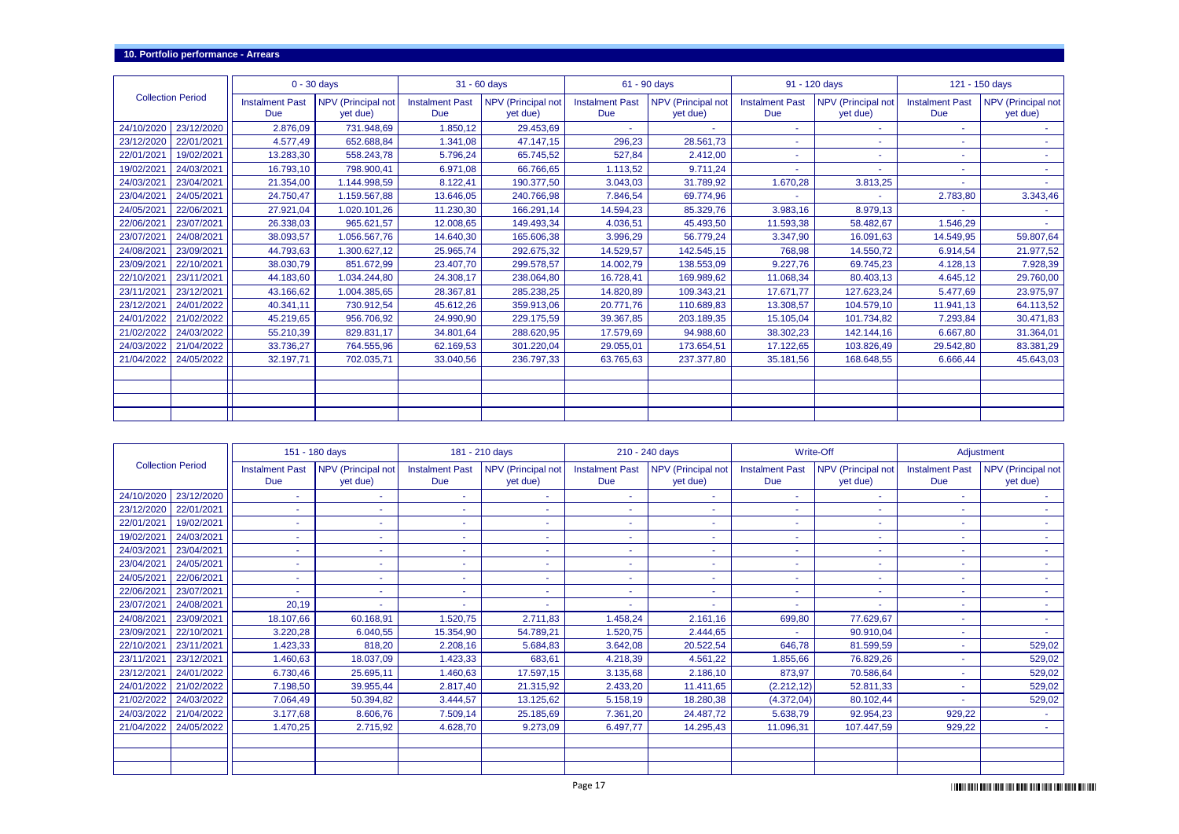## 10. Portfolio performance - Arrears

| Collection Period | | 0 - 30 days | | 31 - 60 days | | 61 - 90 days | | 91 - 120 days | | 121 - 150 days | |
|---|---|---|---|---|---|---|---|---|---|---|---|
| | | Instalment Past Due | NPV (Principal not yet due) | Instalment Past Due | NPV (Principal not yet due) | Instalment Past Due | NPV (Principal not yet due) | Instalment Past Due | NPV (Principal not yet due) | Instalment Past Due | NPV (Principal not yet due) |
| 24/10/2020 | 23/12/2020 | 2.876,09 | 731.948,69 | 1.850,12 | 29.453,69 | - | - | - | - | - | - |
| 23/12/2020 | 22/01/2021 | 4.577,49 | 652.688,84 | 1.341,08 | 47.147,15 | 296,23 | 28.561,73 | - | - | - | - |
| 22/01/2021 | 19/02/2021 | 13.283,30 | 558.243,78 | 5.796,24 | 65.745,52 | 527,84 | 2.412,00 | - | - | - | - |
| 19/02/2021 | 24/03/2021 | 16.793,10 | 798.900,41 | 6.971,08 | 66.766,65 | 1.113,52 | 9.711,24 | - | - | - | - |
| 24/03/2021 | 23/04/2021 | 21.354,00 | 1.144.998,59 | 8.122,41 | 190.377,50 | 3.043,03 | 31.789,92 | 1.670,28 | 3.813,25 | - | - |
| 23/04/2021 | 24/05/2021 | 24.750,47 | 1.159.567,88 | 13.646,05 | 240.766,98 | 7.846,54 | 69.774,96 | - | - | 2.783,80 | 3.343,46 |
| 24/05/2021 | 22/06/2021 | 27.921,04 | 1.020.101,26 | 11.230,30 | 166.291,14 | 14.594,23 | 85.329,76 | 3.983,16 | 8.979,13 | - | - |
| 22/06/2021 | 23/07/2021 | 26.338,03 | 965.621,57 | 12.008,65 | 149.493,34 | 4.036,51 | 45.493,50 | 11.593,38 | 58.482,67 | 1.546,29 | - |
| 23/07/2021 | 24/08/2021 | 38.093,57 | 1.056.567,76 | 14.640,30 | 165.606,38 | 3.996,29 | 56.779,24 | 3.347,90 | 16.091,63 | 14.549,95 | 59.807,64 |
| 24/08/2021 | 23/09/2021 | 44.793,63 | 1.300.627,12 | 25.965,74 | 292.675,32 | 14.529,57 | 142.545,15 | 768,98 | 14.550,72 | 6.914,54 | 21.977,52 |
| 23/09/2021 | 22/10/2021 | 38.030,79 | 851.672,99 | 23.407,70 | 299.578,57 | 14.002,79 | 138.553,09 | 9.227,76 | 69.745,23 | 4.128,13 | 7.928,39 |
| 22/10/2021 | 23/11/2021 | 44.183,60 | 1.034.244,80 | 24.308,17 | 238.064,80 | 16.728,41 | 169.989,62 | 11.068,34 | 80.403,13 | 4.645,12 | 29.760,00 |
| 23/11/2021 | 23/12/2021 | 43.166,62 | 1.004.385,65 | 28.367,81 | 285.238,25 | 14.820,89 | 109.343,21 | 17.671,77 | 127.623,24 | 5.477,69 | 23.975,97 |
| 23/12/2021 | 24/01/2022 | 40.341,11 | 730.912,54 | 45.612,26 | 359.913,06 | 20.771,76 | 110.689,83 | 13.308,57 | 104.579,10 | 11.941,13 | 64.113,52 |
| 24/01/2022 | 21/02/2022 | 45.219,65 | 956.706,92 | 24.990,90 | 229.175,59 | 39.367,85 | 203.189,35 | 15.105,04 | 101.734,82 | 7.293,84 | 30.471,83 |
| 21/02/2022 | 24/03/2022 | 55.210,39 | 829.831,17 | 34.801,64 | 288.620,95 | 17.579,69 | 94.988,60 | 38.302,23 | 142.144,16 | 6.667,80 | 31.364,01 |
| 24/03/2022 | 21/04/2022 | 33.736,27 | 764.555,96 | 62.169,53 | 301.220,04 | 29.055,01 | 173.654,51 | 17.122,65 | 103.826,49 | 29.542,80 | 83.381,29 |
| 21/04/2022 | 24/05/2022 | 32.197,71 | 702.035,71 | 33.040,56 | 236.797,33 | 63.765,63 | 237.377,80 | 35.181,56 | 168.648,55 | 6.666,44 | 45.643,03 |

| Collection Period | | 151 - 180 days | | 181 - 210 days | | 210 - 240 days | | Write-Off | | Adjustment | |
|---|---|---|---|---|---|---|---|---|---|---|---|
| | | Instalment Past Due | NPV (Principal not yet due) | Instalment Past Due | NPV (Principal not yet due) | Instalment Past Due | NPV (Principal not yet due) | Instalment Past Due | NPV (Principal not yet due) | Instalment Past Due | NPV (Principal not yet due) |
| 24/10/2020 | 23/12/2020 | - | - | - | - | - | - | - | - | - | - |
| 23/12/2020 | 22/01/2021 | - | - | - | - | - | - | - | - | - | - |
| 22/01/2021 | 19/02/2021 | - | - | - | - | - | - | - | - | - | - |
| 19/02/2021 | 24/03/2021 | - | - | - | - | - | - | - | - | - | - |
| 24/03/2021 | 23/04/2021 | - | - | - | - | - | - | - | - | - | - |
| 23/04/2021 | 24/05/2021 | - | - | - | - | - | - | - | - | - | - |
| 24/05/2021 | 22/06/2021 | - | - | - | - | - | - | - | - | - | - |
| 22/06/2021 | 23/07/2021 | - | - | - | - | - | - | - | - | - | - |
| 23/07/2021 | 24/08/2021 | 20,19 | - | - | - | - | - | - | - | - | - |
| 24/08/2021 | 23/09/2021 | 18.107,66 | 60.168,91 | 1.520,75 | 2.711,83 | 1.458,24 | 2.161,16 | 699,80 | 77.629,67 | - | - |
| 23/09/2021 | 22/10/2021 | 3.220,28 | 6.040,55 | 15.354,90 | 54.789,21 | 1.520,75 | 2.444,65 | - | 90.910,04 | - | - |
| 22/10/2021 | 23/11/2021 | 1.423,33 | 818,20 | 2.208,16 | 5.684,83 | 3.642,08 | 20.522,54 | 646,78 | 81.599,59 | - | 529,02 |
| 23/11/2021 | 23/12/2021 | 1.460,63 | 18.037,09 | 1.423,33 | 683,61 | 4.218,39 | 4.561,22 | 1.855,66 | 76.829,26 | - | 529,02 |
| 23/12/2021 | 24/01/2022 | 6.730,46 | 25.695,11 | 1.460,63 | 17.597,15 | 3.135,68 | 2.186,10 | 873,97 | 70.586,64 | - | 529,02 |
| 24/01/2022 | 21/02/2022 | 7.198,50 | 39.955,44 | 2.817,40 | 21.315,92 | 2.433,20 | 11.411,65 | (2.212,12) | 52.811,33 | - | 529,02 |
| 21/02/2022 | 24/03/2022 | 7.064,49 | 50.394,82 | 3.444,57 | 13.125,62 | 5.158,19 | 18.280,38 | (4.372,04) | 80.102,44 | - | 529,02 |
| 24/03/2022 | 21/04/2022 | 3.177,68 | 8.606,76 | 7.509,14 | 25.185,69 | 7.361,20 | 24.487,72 | 5.638,79 | 92.954,23 | 929,22 | - |
| 21/04/2022 | 24/05/2022 | 1.470,25 | 2.715,92 | 4.628,70 | 9.273,09 | 6.497,77 | 14.295,43 | 11.096,31 | 107.447,59 | 929,22 | - |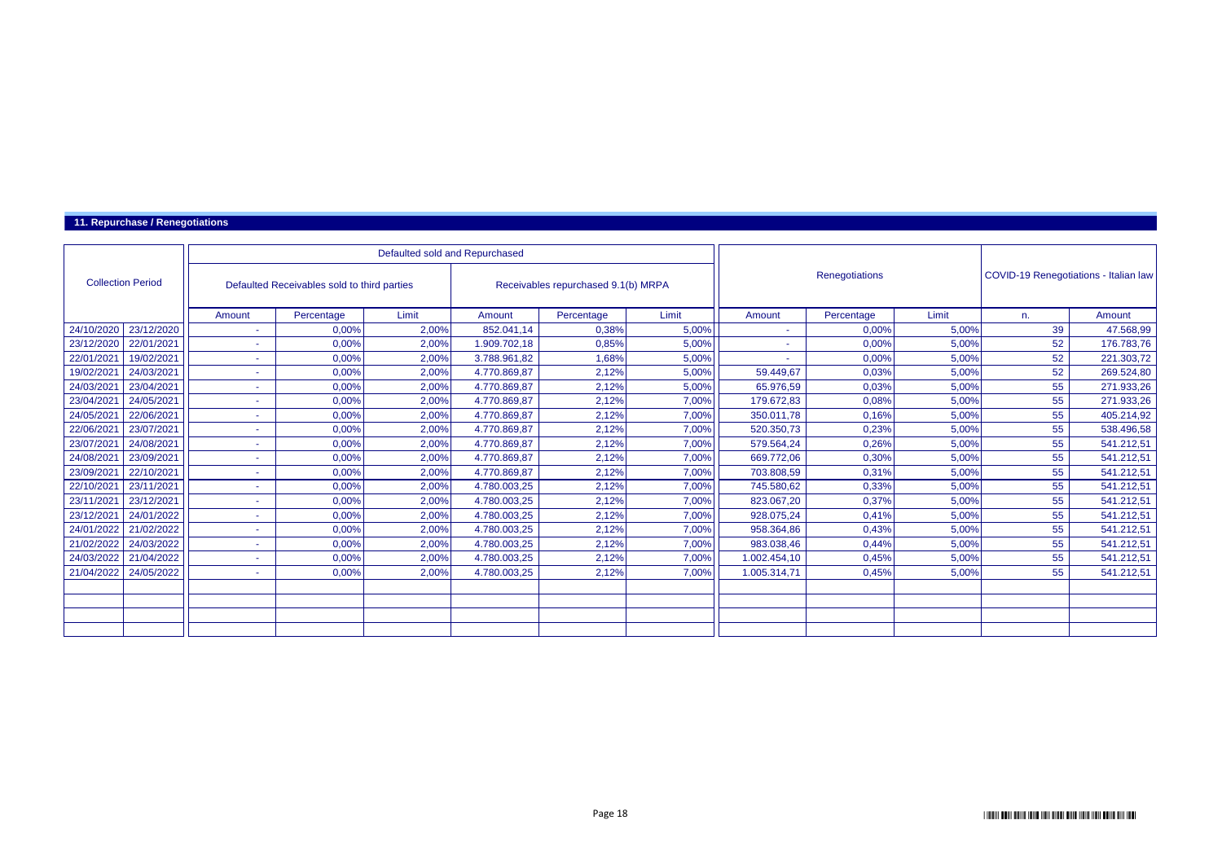## 11. Repurchase / Renegotiations

| Collection Period | | Defaulted sold and Repurchased | | | | | | Renegotiations | | | COVID-19 Renegotiations - Italian law | |
|---|---|---|---|---|---|---|---|---|---|---|---|---|
| | | Defaulted Receivables sold to third parties | | | Receivables repurchased 9.1(b) MRPA | | | | | | | |
| | | Amount | Percentage | Limit | Amount | Percentage | Limit | Amount | Percentage | Limit | n. | Amount |
| 24/10/2020 | 23/12/2020 | - | 0,00% | 2,00% | 852.041,14 | 0,38% | 5,00% | - | 0,00% | 5,00% | 39 | 47.568,99 |
| 23/12/2020 | 22/01/2021 | - | 0,00% | 2,00% | 1.909.702,18 | 0,85% | 5,00% | - | 0,00% | 5,00% | 52 | 176.783,76 |
| 22/01/2021 | 19/02/2021 | - | 0,00% | 2,00% | 3.788.961,82 | 1,68% | 5,00% | - | 0,00% | 5,00% | 52 | 221.303,72 |
| 19/02/2021 | 24/03/2021 | - | 0,00% | 2,00% | 4.770.869,87 | 2,12% | 5,00% | 59.449,67 | 0,03% | 5,00% | 52 | 269.524,80 |
| 24/03/2021 | 23/04/2021 | - | 0,00% | 2,00% | 4.770.869,87 | 2,12% | 5,00% | 65.976,59 | 0,03% | 5,00% | 55 | 271.933,26 |
| 23/04/2021 | 24/05/2021 | - | 0,00% | 2,00% | 4.770.869,87 | 2,12% | 7,00% | 179.672,83 | 0,08% | 5,00% | 55 | 271.933,26 |
| 24/05/2021 | 22/06/2021 | - | 0,00% | 2,00% | 4.770.869,87 | 2,12% | 7,00% | 350.011,78 | 0,16% | 5,00% | 55 | 405.214,92 |
| 22/06/2021 | 23/07/2021 | - | 0,00% | 2,00% | 4.770.869,87 | 2,12% | 7,00% | 520.350,73 | 0,23% | 5,00% | 55 | 538.496,58 |
| 23/07/2021 | 24/08/2021 | - | 0,00% | 2,00% | 4.770.869,87 | 2,12% | 7,00% | 579.564,24 | 0,26% | 5,00% | 55 | 541.212,51 |
| 24/08/2021 | 23/09/2021 | - | 0,00% | 2,00% | 4.770.869,87 | 2,12% | 7,00% | 669.772,06 | 0,30% | 5,00% | 55 | 541.212,51 |
| 23/09/2021 | 22/10/2021 | - | 0,00% | 2,00% | 4.770.869,87 | 2,12% | 7,00% | 703.808,59 | 0,31% | 5,00% | 55 | 541.212,51 |
| 22/10/2021 | 23/11/2021 | - | 0,00% | 2,00% | 4.780.003,25 | 2,12% | 7,00% | 745.580,62 | 0,33% | 5,00% | 55 | 541.212,51 |
| 23/11/2021 | 23/12/2021 | - | 0,00% | 2,00% | 4.780.003,25 | 2,12% | 7,00% | 823.067,20 | 0,37% | 5,00% | 55 | 541.212,51 |
| 23/12/2021 | 24/01/2022 | - | 0,00% | 2,00% | 4.780.003,25 | 2,12% | 7,00% | 928.075,24 | 0,41% | 5,00% | 55 | 541.212,51 |
| 24/01/2022 | 21/02/2022 | - | 0,00% | 2,00% | 4.780.003,25 | 2,12% | 7,00% | 958.364,86 | 0,43% | 5,00% | 55 | 541.212,51 |
| 21/02/2022 | 24/03/2022 | - | 0,00% | 2,00% | 4.780.003,25 | 2,12% | 7,00% | 983.038,46 | 0,44% | 5,00% | 55 | 541.212,51 |
| 24/03/2022 | 21/04/2022 | - | 0,00% | 2,00% | 4.780.003,25 | 2,12% | 7,00% | 1.002.454,10 | 0,45% | 5,00% | 55 | 541.212,51 |
| 21/04/2022 | 24/05/2022 | - | 0,00% | 2,00% | 4.780.003,25 | 2,12% | 7,00% | 1.005.314,71 | 0,45% | 5,00% | 55 | 541.212,51 |
| | | | | | | | | | | | | |
| | | | | | | | | | | | | |
| | | | | | | | | | | | | |
| | | | | | | | | | | | | |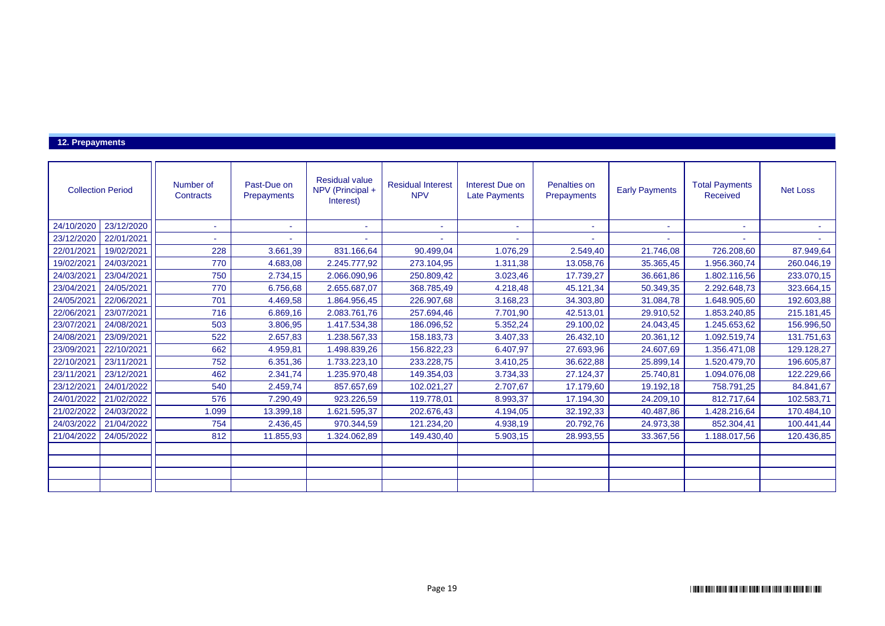## 12. Prepayments

| Collection Period | | Number of Contracts | Past-Due on Prepayments | Residual value NPV (Principal + Interest) | Residual Interest NPV | Interest Due on Late Payments | Penalties on Prepayments | Early Payments | Total Payments Received | Net Loss |
|---|---|---|---|---|---|---|---|---|---|---|
| 24/10/2020 | 23/12/2020 | - | - | - | - | - | - | - | - | - |
| 23/12/2020 | 22/01/2021 | - | - | - | - | - | - | - | - | - |
| 22/01/2021 | 19/02/2021 | 228 | 3.661,39 | 831.166,64 | 90.499,04 | 1.076,29 | 2.549,40 | 21.746,08 | 726.208,60 | 87.949,64 |
| 19/02/2021 | 24/03/2021 | 770 | 4.683,08 | 2.245.777,92 | 273.104,95 | 1.311,38 | 13.058,76 | 35.365,45 | 1.956.360,74 | 260.046,19 |
| 24/03/2021 | 23/04/2021 | 750 | 2.734,15 | 2.066.090,96 | 250.809,42 | 3.023,46 | 17.739,27 | 36.661,86 | 1.802.116,56 | 233.070,15 |
| 23/04/2021 | 24/05/2021 | 770 | 6.756,68 | 2.655.687,07 | 368.785,49 | 4.218,48 | 45.121,34 | 50.349,35 | 2.292.648,73 | 323.664,15 |
| 24/05/2021 | 22/06/2021 | 701 | 4.469,58 | 1.864.956,45 | 226.907,68 | 3.168,23 | 34.303,80 | 31.084,78 | 1.648.905,60 | 192.603,88 |
| 22/06/2021 | 23/07/2021 | 716 | 6.869,16 | 2.083.761,76 | 257.694,46 | 7.701,90 | 42.513,01 | 29.910,52 | 1.853.240,85 | 215.181,45 |
| 23/07/2021 | 24/08/2021 | 503 | 3.806,95 | 1.417.534,38 | 186.096,52 | 5.352,24 | 29.100,02 | 24.043,45 | 1.245.653,62 | 156.996,50 |
| 24/08/2021 | 23/09/2021 | 522 | 2.657,83 | 1.238.567,33 | 158.183,73 | 3.407,33 | 26.432,10 | 20.361,12 | 1.092.519,74 | 131.751,63 |
| 23/09/2021 | 22/10/2021 | 662 | 4.959,81 | 1.498.839,26 | 156.822,23 | 6.407,97 | 27.693,96 | 24.607,69 | 1.356.471,08 | 129.128,27 |
| 22/10/2021 | 23/11/2021 | 752 | 6.351,36 | 1.733.223,10 | 233.228,75 | 3.410,25 | 36.622,88 | 25.899,14 | 1.520.479,70 | 196.605,87 |
| 23/11/2021 | 23/12/2021 | 462 | 2.341,74 | 1.235.970,48 | 149.354,03 | 3.734,33 | 27.124,37 | 25.740,81 | 1.094.076,08 | 122.229,66 |
| 23/12/2021 | 24/01/2022 | 540 | 2.459,74 | 857.657,69 | 102.021,27 | 2.707,67 | 17.179,60 | 19.192,18 | 758.791,25 | 84.841,67 |
| 24/01/2022 | 21/02/2022 | 576 | 7.290,49 | 923.226,59 | 119.778,01 | 8.993,37 | 17.194,30 | 24.209,10 | 812.717,64 | 102.583,71 |
| 21/02/2022 | 24/03/2022 | 1.099 | 13.399,18 | 1.621.595,37 | 202.676,43 | 4.194,05 | 32.192,33 | 40.487,86 | 1.428.216,64 | 170.484,10 |
| 24/03/2022 | 21/04/2022 | 754 | 2.436,45 | 970.344,59 | 121.234,20 | 4.938,19 | 20.792,76 | 24.973,38 | 852.304,41 | 100.441,44 |
| 21/04/2022 | 24/05/2022 | 812 | 11.855,93 | 1.324.062,89 | 149.430,40 | 5.903,15 | 28.993,55 | 33.367,56 | 1.188.017,56 | 120.436,85 |
| | | | | | | | | | | |
| | | | | | | | | | | |
| | | | | | | | | | | |
| | | | | | | | | | | |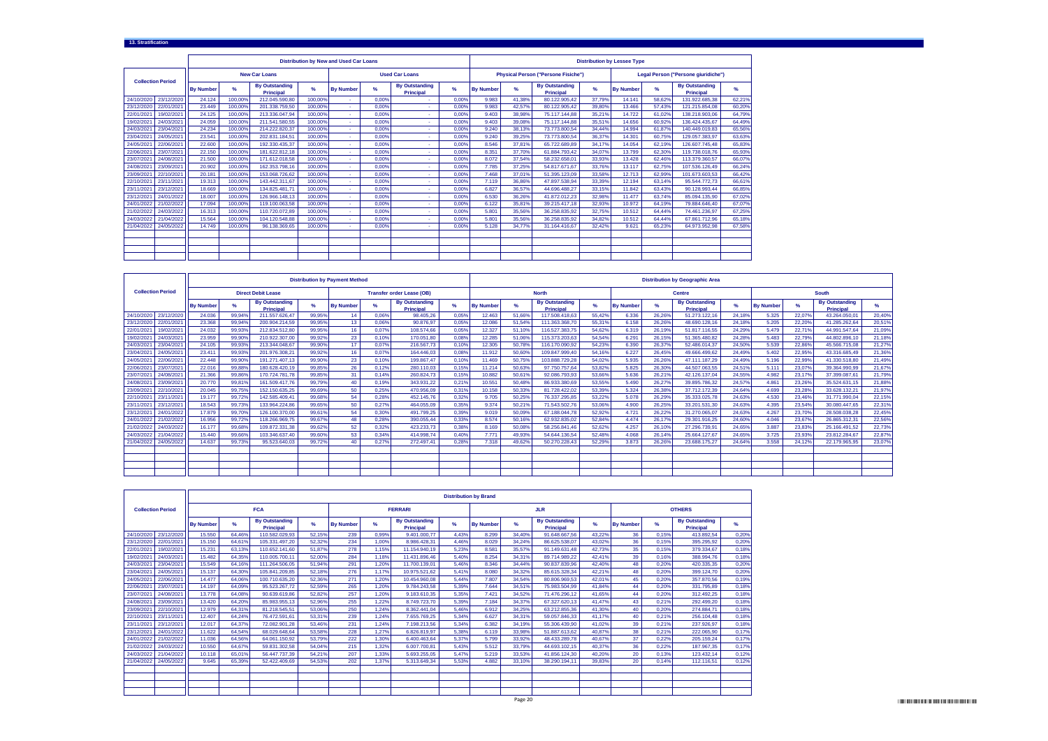## 13. Stratification

| Collection Period | | Distribution by New and Used Car Loans | | | | | | | | Distribution by Lessee Type | | | | | | | |
|---|---|---|---|---|---|---|---|---|---|---|---|---|---|---|---|---|---|
| | | New Car Loans | | | | Used Car Loans | | | | Physical Person ("Persone Fisiche") | | | | Legal Person ("Persone giuridiche") | | | |
| | | By Number | % | By Outstanding Principal | % | By Number | % | By Outstanding Principal | % | By Number | % | By Outstanding Principal | % | By Number | % | By Outstanding Principal | % |
| 24/10/2020 | 23/12/2020 | 24.124 | 100,00% | 212.045.590,80 | 100,00% | - | 0,00% | - | 0,00% | 9.983 | 41,38% | 80.122.905,42 | 37,79% | 14.141 | 58,62% | 131.922.685,38 | 62,21% |
| 23/12/2020 | 22/01/2021 | 23.449 | 100,00% | 201.338.759,50 | 100,00% | - | 0,00% | - | 0,00% | 9.983 | 42,57% | 80.122.905,42 | 39,80% | 13.466 | 57,43% | 121.215.854,08 | 60,20% |
| 22/01/2021 | 19/02/2021 | 24.125 | 100,00% | 213.336.047,94 | 100,00% | - | 0,00% | - | 0,00% | 9.403 | 38,98% | 75.117.144,88 | 35,21% | 14.722 | 61,02% | 138.218.903,06 | 64,79% |
| 19/02/2021 | 24/03/2021 | 24.059 | 100,00% | 211.541.580,55 | 100,00% | - | 0,00% | - | 0,00% | 9.403 | 39,08% | 75.117.144,88 | 35,51% | 14.656 | 60,92% | 136.424.435,67 | 64,49% |
| 24/03/2021 | 23/04/2021 | 24.234 | 100,00% | 214.222.820,37 | 100,00% | - | 0,00% | - | 0,00% | 9.240 | 38,13% | 73.773.800,54 | 34,44% | 14.994 | 61,87% | 140.449.019,83 | 65,56% |
| 23/04/2021 | 24/05/2021 | 23.541 | 100,00% | 202.831.184,51 | 100,00% | - | 0,00% | - | 0,00% | 9.240 | 39,25% | 73.773.800,54 | 36,37% | 14.301 | 60,75% | 129.057.383,97 | 63,63% |
| 24/05/2021 | 22/06/2021 | 22.600 | 100,00% | 192.330.435,37 | 100,00% | - | 0,00% | - | 0,00% | 8.546 | 37,81% | 65.722.689,89 | 34,17% | 14.054 | 62,19% | 126.607.745,48 | 65,83% |
| 22/06/2021 | 23/07/2021 | 22.150 | 100,00% | 181.622.812,18 | 100,00% | - | 0,00% | - | 0,00% | 8.351 | 37,70% | 61.884.793,42 | 34,07% | 13.799 | 62,30% | 119.738.018,76 | 65,93% |
| 23/07/2021 | 24/08/2021 | 21.500 | 100,00% | 171.612.018,58 | 100,00% | - | 0,00% | - | 0,00% | 8.072 | 37,54% | 58.232.658,01 | 33,93% | 13.428 | 62,46% | 113.379.360,57 | 66,07% |
| 24/08/2021 | 23/09/2021 | 20.902 | 100,00% | 162.353.798,16 | 100,00% | - | 0,00% | - | 0,00% | 7.785 | 37,25% | 54.817.671,67 | 33,76% | 13.117 | 62,75% | 107.536.126,49 | 66,24% |
| 23/09/2021 | 22/10/2021 | 20.181 | 100,00% | 153.068.726,62 | 100,00% | - | 0,00% | - | 0,00% | 7.468 | 37,01% | 51.395.123,09 | 33,58% | 12.713 | 62,99% | 101.673.603,53 | 66,42% |
| 22/10/2021 | 23/11/2021 | 19.313 | 100,00% | 143.442.311,67 | 100,00% | - | 0,00% | - | 0,00% | 7.119 | 36,86% | 47.897.538,94 | 33,39% | 12.194 | 63,14% | 95.544.772,73 | 66,61% |
| 23/11/2021 | 23/12/2021 | 18.669 | 100,00% | 134.825.481,71 | 100,00% | - | 0,00% | - | 0,00% | 6.827 | 36,57% | 44.696.488,27 | 33,15% | 11.842 | 63,43% | 90.128.993,44 | 66,85% |
| 23/12/2021 | 24/01/2022 | 18.007 | 100,00% | 126.966.148,13 | 100,00% | - | 0,00% | - | 0,00% | 6.530 | 36,26% | 41.872.012,23 | 32,98% | 11.477 | 63,74% | 85.094.135,90 | 67,02% |
| 24/01/2022 | 21/02/2022 | 17.094 | 100,00% | 119.100.063,58 | 100,00% | - | 0,00% | - | 0,00% | 6.122 | 35,81% | 39.215.417,18 | 32,93% | 10.972 | 64,19% | 79.884.646,40 | 67,07% |
| 21/02/2022 | 24/03/2022 | 16.313 | 100,00% | 110.720.072,89 | 100,00% | - | 0,00% | - | 0,00% | 5.801 | 35,56% | 36.258.835,92 | 32,75% | 10.512 | 64,44% | 74.461.236,97 | 67,25% |
| 24/03/2022 | 21/04/2022 | 15.564 | 100,00% | 104.120.548,88 | 100,00% | - | 0,00% | - | 0,00% | 5.801 | 35,56% | 36.258.835,92 | 34,82% | 10.512 | 64,44% | 67.861.712,96 | 65,18% |
| 21/04/2022 | 24/05/2022 | 14.749 | 100,00% | 96.138.369,65 | 100,00% | - | 0,00% | - | 0,00% | 5.128 | 34,77% | 31.164.416,67 | 32,42% | 9.621 | 65,23% | 64.973.952,98 | 67,58% |

| Collection Period | | Distribution by Payment Method | | | | | | | | Distribution by Geographic Area | | | | | | | | | | | |
|---|---|---|---|---|---|---|---|---|---|---|---|---|---|---|---|---|---|---|---|---|---|
| | | Direct Debit Lease | | | | Transfer order Lease (OB) | | | | North | | | | Centre | | | | South | | | |
| | | By Number | % | By Outstanding Principal | % | By Number | % | By Outstanding Principal | % | By Number | % | By Outstanding Principal | % | By Number | % | By Outstanding Principal | % | By Number | % | By Outstanding Principal | % |
| 24/10/2020 | 23/12/2020 | 24.036 | 99,94% | 211.557.626,47 | 99,95% | 14 | 0,06% | 98.405,26 | 0,05% | 12.463 | 51,66% | 117.508.418,63 | 55,42% | 6.336 | 26,26% | 51.273.122,16 | 24,18% | 5.325 | 22,07% | 43.264.050,01 | 20,40% |
| 23/12/2020 | 22/01/2021 | 23.368 | 99,94% | 200.904.214,59 | 99,95% | 13 | 0,06% | 90.876,97 | 0,05% | 12.086 | 51,54% | 111.363.368,70 | 55,31% | 6.158 | 26,26% | 48.690.128,16 | 24,18% | 5.205 | 22,20% | 41.285.262,64 | 20,51% |
| 22/01/2021 | 19/02/2021 | 24.032 | 99,93% | 212.834.512,80 | 99,95% | 16 | 0,07% | 108.574,66 | 0,05% | 12.327 | 51,10% | 116.527.383,75 | 54,62% | 6.319 | 26,19% | 51.817.116,55 | 24,29% | 5.479 | 22,71% | 44.991.547,64 | 21,09% |
| 19/02/2021 | 24/03/2021 | 23.959 | 99,90% | 210.922.307,00 | 99,92% | 23 | 0,10% | 170.051,80 | 0,08% | 12.285 | 51,06% | 115.373.203,63 | 54,54% | 6.291 | 26,15% | 51.365.480,82 | 24,28% | 5.483 | 22,79% | 44.802.896,10 | 21,18% |
| 24/03/2021 | 23/04/2021 | 24.105 | 99,93% | 213.344.048,67 | 99,90% | 17 | 0,07% | 216.567,73 | 0,10% | 12.305 | 50,78% | 116.170.090,92 | 54,23% | 6.390 | 26,37% | 52.486.014,37 | 24,50% | 5.539 | 22,86% | 45.566.715,08 | 21,27% |
| 23/04/2021 | 24/05/2021 | 23.411 | 99,93% | 201.976.308,21 | 99,92% | 16 | 0,07% | 164.446,03 | 0,08% | 11.912 | 50,60% | 109.847.999,40 | 54,16% | 6.227 | 26,45% | 49.666.499,62 | 24,49% | 5.402 | 22,95% | 43.316.685,49 | 21,36% |
| 24/05/2021 | 22/06/2021 | 22.448 | 99,90% | 191.271.407,13 | 99,90% | 23 | 0,10% | 199.867,47 | 0,10% | 11.469 | 50,75% | 103.888.729,28 | 54,02% | 5.935 | 26,26% | 47.111.187,29 | 24,49% | 5.196 | 22,99% | 41.330.518,80 | 21,49% |
| 22/06/2021 | 23/07/2021 | 22.016 | 99,88% | 180.628.420,19 | 99,85% | 26 | 0,12% | 280.110,03 | 0,15% | 11.214 | 50,63% | 97.750.757,64 | 53,82% | 5.825 | 26,30% | 44.507.063,55 | 24,51% | 5.111 | 23,07% | 39.364.990,99 | 21,67% |
| 23/07/2021 | 24/08/2021 | 21.366 | 99,86% | 170.724.781,78 | 99,85% | 31 | 0,14% | 260.824,73 | 0,15% | 10.882 | 50,61% | 92.086.793,93 | 53,66% | 5.636 | 26,21% | 42.126.137,04 | 24,55% | 4.982 | 23,17% | 37.399.087,61 | 21,79% |
| 24/08/2021 | 23/09/2021 | 20.770 | 99,81% | 161.509.417,76 | 99,79% | 40 | 0,19% | 343.931,22 | 0,21% | 10.551 | 50,48% | 86.933.380,69 | 53,55% | 5.490 | 26,27% | 39.895.786,32 | 24,57% | 4.861 | 23,26% | 35.524.631,15 | 21,88% |
| 23/09/2021 | 22/10/2021 | 20.045 | 99,75% | 152.150.635,25 | 99,69% | 50 | 0,25% | 470.956,09 | 0,31% | 10.158 | 50,33% | 81.728.422,02 | 53,39% | 5.324 | 26,38% | 37.712.172,39 | 24,64% | 4.699 | 23,28% | 33.628.132,21 | 21,97% |
| 22/10/2021 | 23/11/2021 | 19.177 | 99,72% | 142.585.409,41 | 99,68% | 54 | 0,28% | 452.145,76 | 0,32% | 9.705 | 50,25% | 76.337.295,85 | 53,22% | 5.078 | 26,29% | 35.333.025,78 | 24,63% | 4.530 | 23,46% | 31.771.990,04 | 22,15% |
| 23/11/2021 | 23/12/2021 | 18.543 | 99,73% | 133.964.224,86 | 99,65% | 50 | 0,27% | 464.055,09 | 0,35% | 9.374 | 50,21% | 71.543.502,76 | 53,06% | 4.900 | 26,25% | 33.201.531,30 | 24,63% | 4.395 | 23,54% | 30.080.447,65 | 22,31% |
| 23/12/2021 | 24/01/2022 | 17.879 | 99,70% | 126.100.370,00 | 99,61% | 54 | 0,30% | 491.799,25 | 0,39% | 9.019 | 50,09% | 67.188.044,78 | 52,92% | 4.721 | 26,22% | 31.270.065,07 | 24,63% | 4.267 | 23,70% | 28.508.038,28 | 22,45% |
| 24/01/2022 | 21/02/2022 | 16.956 | 99,72% | 118.266.969,75 | 99,67% | 48 | 0,28% | 390.055,44 | 0,33% | 8.574 | 50,16% | 62.932.835,02 | 52,84% | 4.474 | 26,17% | 29.301.916,25 | 24,60% | 4.046 | 23,67% | 26.865.312,31 | 22,56% |
| 21/02/2022 | 24/03/2022 | 16.177 | 99,68% | 109.872.331,38 | 99,62% | 52 | 0,32% | 423.233,73 | 0,38% | 8.169 | 50,08% | 58.256.841,46 | 52,62% | 4.257 | 26,10% | 27.296.739,91 | 24,65% | 3.887 | 23,83% | 25.166.491,52 | 22,73% |
| 24/03/2022 | 21/04/2022 | 15.440 | 99,66% | 103.346.637,40 | 99,60% | 53 | 0,34% | 414.998,74 | 0,40% | 7.771 | 49,93% | 54.644.136,54 | 52,48% | 4.068 | 26,14% | 25.664.127,67 | 24,65% | 3.725 | 23,93% | 23.812.284,67 | 22,87% |
| 21/04/2022 | 24/05/2022 | 14.637 | 99,73% | 95.523.640,03 | 99,72% | 40 | 0,27% | 272.497,41 | 0,28% | 7.318 | 49,62% | 50.270.228,43 | 52,29% | 3.873 | 26,26% | 23.688.175,27 | 24,64% | 3.558 | 24,12% | 22.179.965,95 | 23,07% |

| Collection Period | | Distribution by Brand | | | | | | | | | | | | | | | |
|---|---|---|---|---|---|---|---|---|---|---|---|---|---|---|---|---|---|
| | | FCA | | | | FERRARI | | | | JLR | | | | OTHERS | | | |
| | | By Number | % | By Outstanding Principal | % | By Number | % | By Outstanding Principal | % | By Number | % | By Outstanding Principal | % | By Number | % | By Outstanding Principal | % |
| 24/10/2020 | 23/12/2020 | 15.550 | 64,46% | 110.582.029,93 | 52,15% | 239 | 0,99% | 9.401.000,77 | 4,43% | 8.299 | 34,40% | 91.648.667,56 | 43,22% | 36 | 0,15% | 413.892,54 | 0,20% |
| 23/12/2020 | 22/01/2021 | 15.150 | 64,61% | 105.331.497,20 | 52,32% | 234 | 1,00% | 8.986.428,31 | 4,46% | 8.029 | 34,24% | 86.625.538,07 | 43,02% | 36 | 0,15% | 395.295,92 | 0,20% |
| 22/01/2021 | 19/02/2021 | 15.231 | 63,13% | 110.652.141,60 | 51,87% | 278 | 1,15% | 11.154.940,19 | 5,23% | 8.581 | 35,57% | 91.149.631,48 | 42,73% | 35 | 0,15% | 379.334,67 | 0,18% |
| 19/02/2021 | 24/03/2021 | 15.482 | 64,35% | 110.005.700,11 | 52,00% | 284 | 1,18% | 11.431.896,46 | 5,40% | 8.254 | 34,31% | 89.714.989,22 | 42,41% | 39 | 0,16% | 388.994,76 | 0,18% |
| 24/03/2021 | 23/04/2021 | 15.549 | 64,16% | 111.264.506,05 | 51,94% | 291 | 1,20% | 11.700.139,01 | 5,46% | 8.346 | 34,44% | 90.837.839,96 | 42,40% | 48 | 0,20% | 420.335,35 | 0,20% |
| 23/04/2021 | 24/05/2021 | 15.137 | 64,30% | 105.841.209,85 | 52,18% | 276 | 1,17% | 10.975.521,62 | 5,41% | 8.080 | 34,32% | 85.615.328,34 | 42,21% | 48 | 0,20% | 399.124,70 | 0,20% |
| 24/05/2021 | 22/06/2021 | 14.477 | 64,06% | 100.710.635,20 | 52,36% | 271 | 1,20% | 10.454.960,08 | 5,44% | 7.807 | 34,54% | 80.806.969,53 | 42,01% | 45 | 0,20% | 357.870,56 | 0,19% |
| 22/06/2021 | 23/07/2021 | 14.197 | 64,09% | 95.523.267,72 | 52,59% | 265 | 1,20% | 9.784.243,58 | 5,39% | 7.644 | 34,51% | 75.983.504,99 | 41,84% | 44 | 0,20% | 331.795,89 | 0,18% |
| 23/07/2021 | 24/08/2021 | 13.778 | 64,08% | 90.639.619,86 | 52,82% | 257 | 1,20% | 9.183.610,35 | 5,35% | 7.421 | 34,52% | 71.476.296,12 | 41,65% | 44 | 0,20% | 312.492,25 | 0,18% |
| 24/08/2021 | 23/09/2021 | 13.420 | 64,20% | 85.983.955,13 | 52,96% | 255 | 1,22% | 8.749.723,70 | 5,39% | 7.184 | 34,37% | 67.327.620,13 | 41,47% | 43 | 0,21% | 292.499,20 | 0,18% |
| 23/09/2021 | 22/10/2021 | 12.979 | 64,31% | 81.218.545,51 | 53,06% | 250 | 1,24% | 8.362.441,04 | 5,46% | 6.912 | 34,25% | 63.212.855,36 | 41,30% | 40 | 0,20% | 274.884,71 | 0,18% |
| 22/10/2021 | 23/11/2021 | 12.407 | 64,24% | 76.472.591,61 | 53,31% | 239 | 1,24% | 7.655.769,25 | 5,34% | 6.627 | 34,31% | 59.057.846,33 | 41,17% | 40 | 0,21% | 256.104,48 | 0,18% |
| 23/11/2021 | 23/12/2021 | 12.017 | 64,37% | 72.082.901,28 | 53,46% | 231 | 1,24% | 7.198.213,56 | 5,34% | 6.382 | 34,19% | 55.306.439,90 | 41,02% | 39 | 0,21% | 237.926,97 | 0,18% |
| 23/12/2021 | 24/01/2022 | 11.622 | 64,54% | 68.029.648,64 | 53,58% | 228 | 1,27% | 6.826.819,97 | 5,38% | 6.119 | 33,98% | 51.887.613,62 | 40,87% | 38 | 0,21% | 222.065,90 | 0,17% |
| 24/01/2022 | 21/02/2022 | 11.036 | 64,56% | 64.061.150,92 | 53,79% | 222 | 1,30% | 6.400.463,64 | 5,37% | 5.799 | 33,92% | 48.433.289,78 | 40,67% | 37 | 0,22% | 205.159,24 | 0,17% |
| 21/02/2022 | 24/03/2022 | 10.550 | 64,67% | 59.831.302,58 | 54,04% | 215 | 1,32% | 6.007.700,81 | 5,43% | 5.512 | 33,79% | 44.693.102,15 | 40,37% | 36 | 0,22% | 187.967,35 | 0,17% |
| 24/03/2022 | 21/04/2022 | 10.118 | 65,01% | 56.447.737,39 | 54,21% | 207 | 1,33% | 5.693.255,05 | 5,47% | 5.219 | 33,53% | 41.856.124,30 | 40,20% | 20 | 0,13% | 123.432,14 | 0,12% |
| 21/04/2022 | 24/05/2022 | 9.645 | 65,39% | 52.422.409,69 | 54,53% | 202 | 1,37% | 5.313.649,34 | 5,53% | 4.882 | 33,10% | 38.290.194,11 | 39,83% | 20 | 0,14% | 112.116,51 | 0,12% |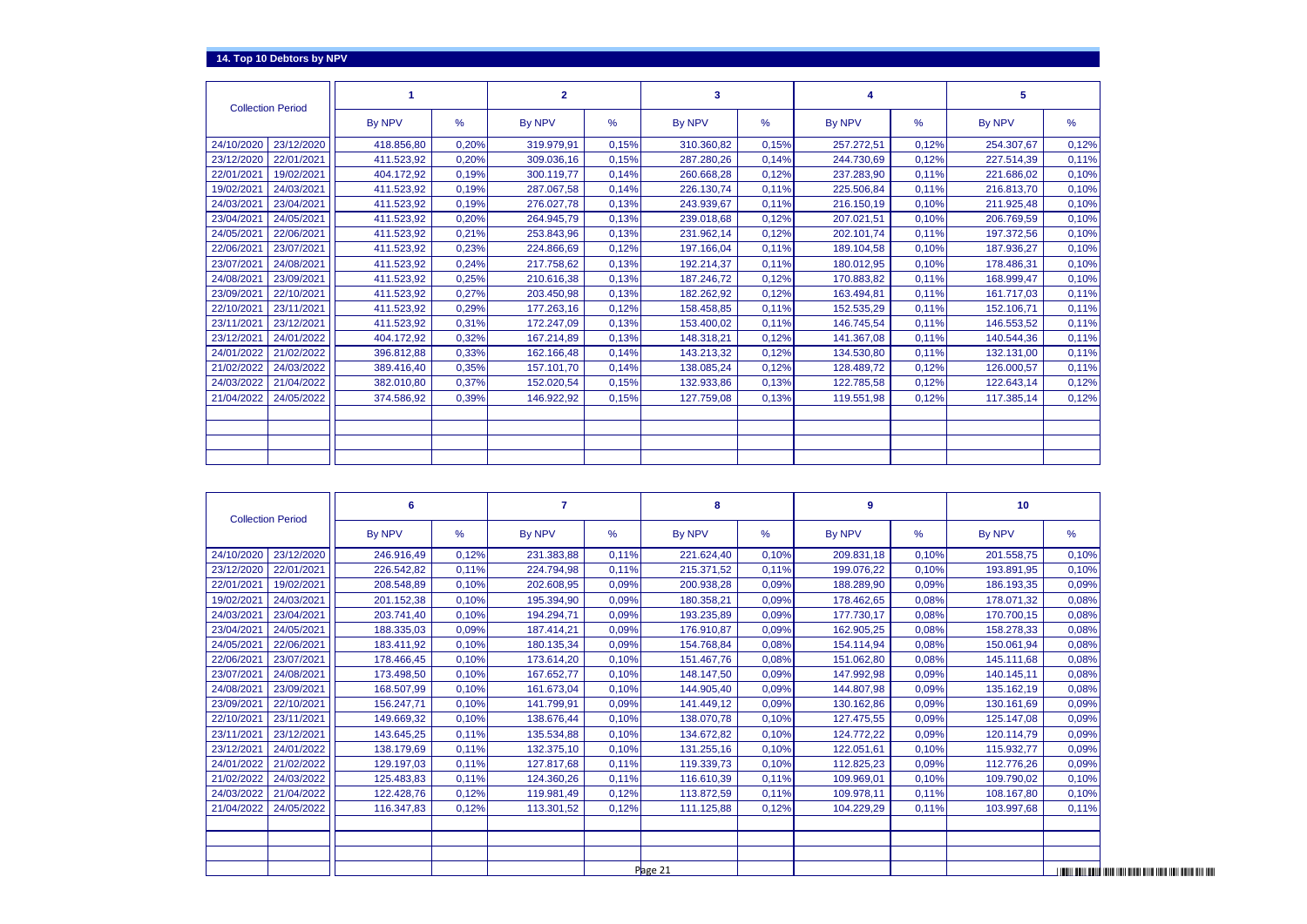## 14. Top 10 Debtors by NPV

| Collection Period | | 1 | | 2 | | 3 | | 4 | | 5 | |
|---|---|---|---|---|---|---|---|---|---|---|---|
| | | By NPV | % | By NPV | % | By NPV | % | By NPV | % | By NPV | % |
| 24/10/2020 | 23/12/2020 | 418.856,80 | 0,20% | 319.979,91 | 0,15% | 310.360,82 | 0,15% | 257.272,51 | 0,12% | 254.307,67 | 0,12% |
| 23/12/2020 | 22/01/2021 | 411.523,92 | 0,20% | 309.036,16 | 0,15% | 287.280,26 | 0,14% | 244.730,69 | 0,12% | 227.514,39 | 0,11% |
| 22/01/2021 | 19/02/2021 | 404.172,92 | 0,19% | 300.119,77 | 0,14% | 260.668,28 | 0,12% | 237.283,90 | 0,11% | 221.686,02 | 0,10% |
| 19/02/2021 | 24/03/2021 | 411.523,92 | 0,19% | 287.067,58 | 0,14% | 226.130,74 | 0,11% | 225.506,84 | 0,11% | 216.813,70 | 0,10% |
| 24/03/2021 | 23/04/2021 | 411.523,92 | 0,19% | 276.027,78 | 0,13% | 243.939,67 | 0,11% | 216.150,19 | 0,10% | 211.925,48 | 0,10% |
| 23/04/2021 | 24/05/2021 | 411.523,92 | 0,20% | 264.945,79 | 0,13% | 239.018,68 | 0,12% | 207.021,51 | 0,10% | 206.769,59 | 0,10% |
| 24/05/2021 | 22/06/2021 | 411.523,92 | 0,21% | 253.843,96 | 0,13% | 231.962,14 | 0,12% | 202.101,74 | 0,11% | 197.372,56 | 0,10% |
| 22/06/2021 | 23/07/2021 | 411.523,92 | 0,23% | 224.866,69 | 0,12% | 197.166,04 | 0,11% | 189.104,58 | 0,10% | 187.936,27 | 0,10% |
| 23/07/2021 | 24/08/2021 | 411.523,92 | 0,24% | 217.758,62 | 0,13% | 192.214,37 | 0,11% | 180.012,95 | 0,10% | 178.486,31 | 0,10% |
| 24/08/2021 | 23/09/2021 | 411.523,92 | 0,25% | 210.616,38 | 0,13% | 187.246,72 | 0,12% | 170.883,82 | 0,11% | 168.999,47 | 0,10% |
| 23/09/2021 | 22/10/2021 | 411.523,92 | 0,27% | 203.450,98 | 0,13% | 182.262,92 | 0,12% | 163.494,81 | 0,11% | 161.717,03 | 0,11% |
| 22/10/2021 | 23/11/2021 | 411.523,92 | 0,29% | 177.263,16 | 0,12% | 158.458,85 | 0,11% | 152.535,29 | 0,11% | 152.106,71 | 0,11% |
| 23/11/2021 | 23/12/2021 | 411.523,92 | 0,31% | 172.247,09 | 0,13% | 153.400,02 | 0,11% | 146.745,54 | 0,11% | 146.553,52 | 0,11% |
| 23/12/2021 | 24/01/2022 | 404.172,92 | 0,32% | 167.214,89 | 0,13% | 148.318,21 | 0,12% | 141.367,08 | 0,11% | 140.544,36 | 0,11% |
| 24/01/2022 | 21/02/2022 | 396.812,88 | 0,33% | 162.166,48 | 0,14% | 143.213,32 | 0,12% | 134.530,80 | 0,11% | 132.131,00 | 0,11% |
| 21/02/2022 | 24/03/2022 | 389.416,40 | 0,35% | 157.101,70 | 0,14% | 138.085,24 | 0,12% | 128.489,72 | 0,12% | 126.000,57 | 0,11% |
| 24/03/2022 | 21/04/2022 | 382.010,80 | 0,37% | 152.020,54 | 0,15% | 132.933,86 | 0,13% | 122.785,58 | 0,12% | 122.643,14 | 0,12% |
| 21/04/2022 | 24/05/2022 | 374.586,92 | 0,39% | 146.922,92 | 0,15% | 127.759,08 | 0,13% | 119.551,98 | 0,12% | 117.385,14 | 0,12% |

| Collection Period | | 6 | | 7 | | 8 | | 9 | | 10 | |
|---|---|---|---|---|---|---|---|---|---|---|---|
| | | By NPV | % | By NPV | % | By NPV | % | By NPV | % | By NPV | % |
| 24/10/2020 | 23/12/2020 | 246.916,49 | 0,12% | 231.383,88 | 0,11% | 221.624,40 | 0,10% | 209.831,18 | 0,10% | 201.558,75 | 0,10% |
| 23/12/2020 | 22/01/2021 | 226.542,82 | 0,11% | 224.794,98 | 0,11% | 215.371,52 | 0,11% | 199.076,22 | 0,10% | 193.891,95 | 0,10% |
| 22/01/2021 | 19/02/2021 | 208.548,89 | 0,10% | 202.608,95 | 0,09% | 200.938,28 | 0,09% | 188.289,90 | 0,09% | 186.193,35 | 0,09% |
| 19/02/2021 | 24/03/2021 | 201.152,38 | 0,10% | 195.394,90 | 0,09% | 180.358,21 | 0,09% | 178.462,65 | 0,08% | 178.071,32 | 0,08% |
| 24/03/2021 | 23/04/2021 | 203.741,40 | 0,10% | 194.294,71 | 0,09% | 193.235,89 | 0,09% | 177.730,17 | 0,08% | 170.700,15 | 0,08% |
| 23/04/2021 | 24/05/2021 | 188.335,03 | 0,09% | 187.414,21 | 0,09% | 176.910,87 | 0,09% | 162.905,25 | 0,08% | 158.278,33 | 0,08% |
| 24/05/2021 | 22/06/2021 | 183.411,92 | 0,10% | 180.135,34 | 0,09% | 154.768,84 | 0,08% | 154.114,94 | 0,08% | 150.061,94 | 0,08% |
| 22/06/2021 | 23/07/2021 | 178.466,45 | 0,10% | 173.614,20 | 0,10% | 151.467,76 | 0,08% | 151.062,80 | 0,08% | 145.111,68 | 0,08% |
| 23/07/2021 | 24/08/2021 | 173.498,50 | 0,10% | 167.652,77 | 0,10% | 148.147,50 | 0,09% | 147.992,98 | 0,09% | 140.145,11 | 0,08% |
| 24/08/2021 | 23/09/2021 | 168.507,99 | 0,10% | 161.673,04 | 0,10% | 144.905,40 | 0,09% | 144.807,98 | 0,09% | 135.162,19 | 0,08% |
| 23/09/2021 | 22/10/2021 | 156.247,71 | 0,10% | 141.799,91 | 0,09% | 141.449,12 | 0,09% | 130.162,86 | 0,09% | 130.161,69 | 0,09% |
| 22/10/2021 | 23/11/2021 | 149.669,32 | 0,10% | 138.676,44 | 0,10% | 138.070,78 | 0,10% | 127.475,55 | 0,09% | 125.147,08 | 0,09% |
| 23/11/2021 | 23/12/2021 | 143.645,25 | 0,11% | 135.534,88 | 0,10% | 134.672,82 | 0,10% | 124.772,22 | 0,09% | 120.114,79 | 0,09% |
| 23/12/2021 | 24/01/2022 | 138.179,69 | 0,11% | 132.375,10 | 0,10% | 131.255,16 | 0,10% | 122.051,61 | 0,10% | 115.932,77 | 0,09% |
| 24/01/2022 | 21/02/2022 | 129.197,03 | 0,11% | 127.817,68 | 0,11% | 119.339,73 | 0,10% | 112.825,23 | 0,09% | 112.776,26 | 0,09% |
| 21/02/2022 | 24/03/2022 | 125.483,83 | 0,11% | 124.360,26 | 0,11% | 116.610,39 | 0,11% | 109.969,01 | 0,10% | 109.790,02 | 0,10% |
| 24/03/2022 | 21/04/2022 | 122.428,76 | 0,12% | 119.981,49 | 0,12% | 113.872,59 | 0,11% | 109.978,11 | 0,11% | 108.167,80 | 0,10% |
| 21/04/2022 | 24/05/2022 | 116.347,83 | 0,12% | 113.301,52 | 0,12% | 111.125,88 | 0,12% | 104.229,29 | 0,11% | 103.997,68 | 0,11% |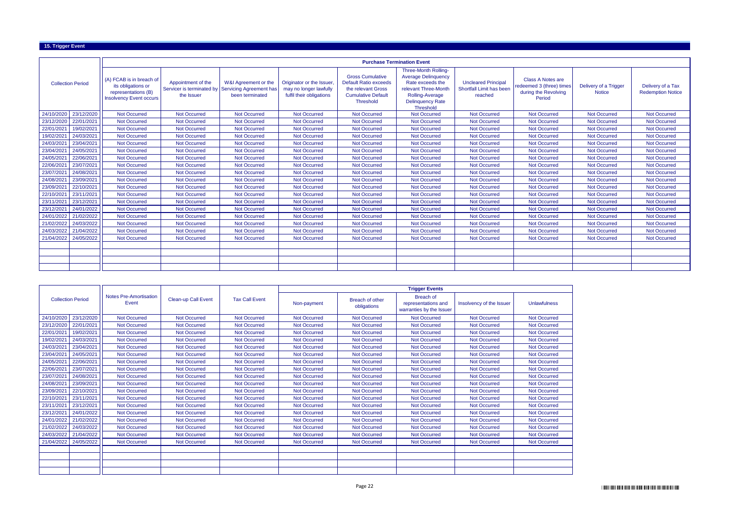## 15. Trigger Event

| Collection Period | | Purchase Termination Event | | | | | | | | | |
|---|---|---|---|---|---|---|---|---|---|---|---|
| | | (A) FCAB is in breach of its obligations or representations (B) Insolvency Event occurs | Appointment of the Servicer is terminated by the Issuer | W&I Agreement or the Servicing Agreement has been terminated | Originator or the Issuer, may no longer lawfully fulfil their obligations | Gross Cumulative Default Ratio exceeds the relevant Gross Cumulative Default Threshold | Three-Month Rolling-Average Delinquency Rate exceeds the relevant Three-Month Rolling-Average Delinquency Rate Threshold | Uncleared Principal Shortfall Limit has been reached | Class A Notes are redeemed 3 (three) times during the Revolving Period | Delivery of a Trigger Notice | Delivery of a Tax Redemption Notice |
| 24/10/2020 | 23/12/2020 | Not Occurred | Not Occurred | Not Occurred | Not Occurred | Not Occurred | Not Occurred | Not Occurred | Not Occurred | Not Occurred | Not Occurred |
| 23/12/2020 | 22/01/2021 | Not Occurred | Not Occurred | Not Occurred | Not Occurred | Not Occurred | Not Occurred | Not Occurred | Not Occurred | Not Occurred | Not Occurred |
| 22/01/2021 | 19/02/2021 | Not Occurred | Not Occurred | Not Occurred | Not Occurred | Not Occurred | Not Occurred | Not Occurred | Not Occurred | Not Occurred | Not Occurred |
| 19/02/2021 | 24/03/2021 | Not Occurred | Not Occurred | Not Occurred | Not Occurred | Not Occurred | Not Occurred | Not Occurred | Not Occurred | Not Occurred | Not Occurred |
| 24/03/2021 | 23/04/2021 | Not Occurred | Not Occurred | Not Occurred | Not Occurred | Not Occurred | Not Occurred | Not Occurred | Not Occurred | Not Occurred | Not Occurred |
| 23/04/2021 | 24/05/2021 | Not Occurred | Not Occurred | Not Occurred | Not Occurred | Not Occurred | Not Occurred | Not Occurred | Not Occurred | Not Occurred | Not Occurred |
| 24/05/2021 | 22/06/2021 | Not Occurred | Not Occurred | Not Occurred | Not Occurred | Not Occurred | Not Occurred | Not Occurred | Not Occurred | Not Occurred | Not Occurred |
| 22/06/2021 | 23/07/2021 | Not Occurred | Not Occurred | Not Occurred | Not Occurred | Not Occurred | Not Occurred | Not Occurred | Not Occurred | Not Occurred | Not Occurred |
| 23/07/2021 | 24/08/2021 | Not Occurred | Not Occurred | Not Occurred | Not Occurred | Not Occurred | Not Occurred | Not Occurred | Not Occurred | Not Occurred | Not Occurred |
| 24/08/2021 | 23/09/2021 | Not Occurred | Not Occurred | Not Occurred | Not Occurred | Not Occurred | Not Occurred | Not Occurred | Not Occurred | Not Occurred | Not Occurred |
| 23/09/2021 | 22/10/2021 | Not Occurred | Not Occurred | Not Occurred | Not Occurred | Not Occurred | Not Occurred | Not Occurred | Not Occurred | Not Occurred | Not Occurred |
| 22/10/2021 | 23/11/2021 | Not Occurred | Not Occurred | Not Occurred | Not Occurred | Not Occurred | Not Occurred | Not Occurred | Not Occurred | Not Occurred | Not Occurred |
| 23/11/2021 | 23/12/2021 | Not Occurred | Not Occurred | Not Occurred | Not Occurred | Not Occurred | Not Occurred | Not Occurred | Not Occurred | Not Occurred | Not Occurred |
| 23/12/2021 | 24/01/2022 | Not Occurred | Not Occurred | Not Occurred | Not Occurred | Not Occurred | Not Occurred | Not Occurred | Not Occurred | Not Occurred | Not Occurred |
| 24/01/2022 | 21/02/2022 | Not Occurred | Not Occurred | Not Occurred | Not Occurred | Not Occurred | Not Occurred | Not Occurred | Not Occurred | Not Occurred | Not Occurred |
| 21/02/2022 | 24/03/2022 | Not Occurred | Not Occurred | Not Occurred | Not Occurred | Not Occurred | Not Occurred | Not Occurred | Not Occurred | Not Occurred | Not Occurred |
| 24/03/2022 | 21/04/2022 | Not Occurred | Not Occurred | Not Occurred | Not Occurred | Not Occurred | Not Occurred | Not Occurred | Not Occurred | Not Occurred | Not Occurred |
| 21/04/2022 | 24/05/2022 | Not Occurred | Not Occurred | Not Occurred | Not Occurred | Not Occurred | Not Occurred | Not Occurred | Not Occurred | Not Occurred | Not Occurred |

| Collection Period | | Notes Pre-Amortisation Event | Clean-up Call Event | Tax Call Event | Trigger Events | | | | |
|---|---|---|---|---|---|---|---|---|---|
| | | | | | Non-payment | Breach of other obligations | Breach of representations and warranties by the Issuer | Insolvency of the Issuer | Unlawfulness |
| 24/10/2020 | 23/12/2020 | Not Occurred | Not Occurred | Not Occurred | Not Occurred | Not Occurred | Not Occurred | Not Occurred | Not Occurred |
| 23/12/2020 | 22/01/2021 | Not Occurred | Not Occurred | Not Occurred | Not Occurred | Not Occurred | Not Occurred | Not Occurred | Not Occurred |
| 22/01/2021 | 19/02/2021 | Not Occurred | Not Occurred | Not Occurred | Not Occurred | Not Occurred | Not Occurred | Not Occurred | Not Occurred |
| 19/02/2021 | 24/03/2021 | Not Occurred | Not Occurred | Not Occurred | Not Occurred | Not Occurred | Not Occurred | Not Occurred | Not Occurred |
| 24/03/2021 | 23/04/2021 | Not Occurred | Not Occurred | Not Occurred | Not Occurred | Not Occurred | Not Occurred | Not Occurred | Not Occurred |
| 23/04/2021 | 24/05/2021 | Not Occurred | Not Occurred | Not Occurred | Not Occurred | Not Occurred | Not Occurred | Not Occurred | Not Occurred |
| 24/05/2021 | 22/06/2021 | Not Occurred | Not Occurred | Not Occurred | Not Occurred | Not Occurred | Not Occurred | Not Occurred | Not Occurred |
| 22/06/2021 | 23/07/2021 | Not Occurred | Not Occurred | Not Occurred | Not Occurred | Not Occurred | Not Occurred | Not Occurred | Not Occurred |
| 23/07/2021 | 24/08/2021 | Not Occurred | Not Occurred | Not Occurred | Not Occurred | Not Occurred | Not Occurred | Not Occurred | Not Occurred |
| 24/08/2021 | 23/09/2021 | Not Occurred | Not Occurred | Not Occurred | Not Occurred | Not Occurred | Not Occurred | Not Occurred | Not Occurred |
| 23/09/2021 | 22/10/2021 | Not Occurred | Not Occurred | Not Occurred | Not Occurred | Not Occurred | Not Occurred | Not Occurred | Not Occurred |
| 22/10/2021 | 23/11/2021 | Not Occurred | Not Occurred | Not Occurred | Not Occurred | Not Occurred | Not Occurred | Not Occurred | Not Occurred |
| 23/11/2021 | 23/12/2021 | Not Occurred | Not Occurred | Not Occurred | Not Occurred | Not Occurred | Not Occurred | Not Occurred | Not Occurred |
| 23/12/2021 | 24/01/2022 | Not Occurred | Not Occurred | Not Occurred | Not Occurred | Not Occurred | Not Occurred | Not Occurred | Not Occurred |
| 24/01/2022 | 21/02/2022 | Not Occurred | Not Occurred | Not Occurred | Not Occurred | Not Occurred | Not Occurred | Not Occurred | Not Occurred |
| 21/02/2022 | 24/03/2022 | Not Occurred | Not Occurred | Not Occurred | Not Occurred | Not Occurred | Not Occurred | Not Occurred | Not Occurred |
| 24/03/2022 | 21/04/2022 | Not Occurred | Not Occurred | Not Occurred | Not Occurred | Not Occurred | Not Occurred | Not Occurred | Not Occurred |
| 21/04/2022 | 24/05/2022 | Not Occurred | Not Occurred | Not Occurred | Not Occurred | Not Occurred | Not Occurred | Not Occurred | Not Occurred |